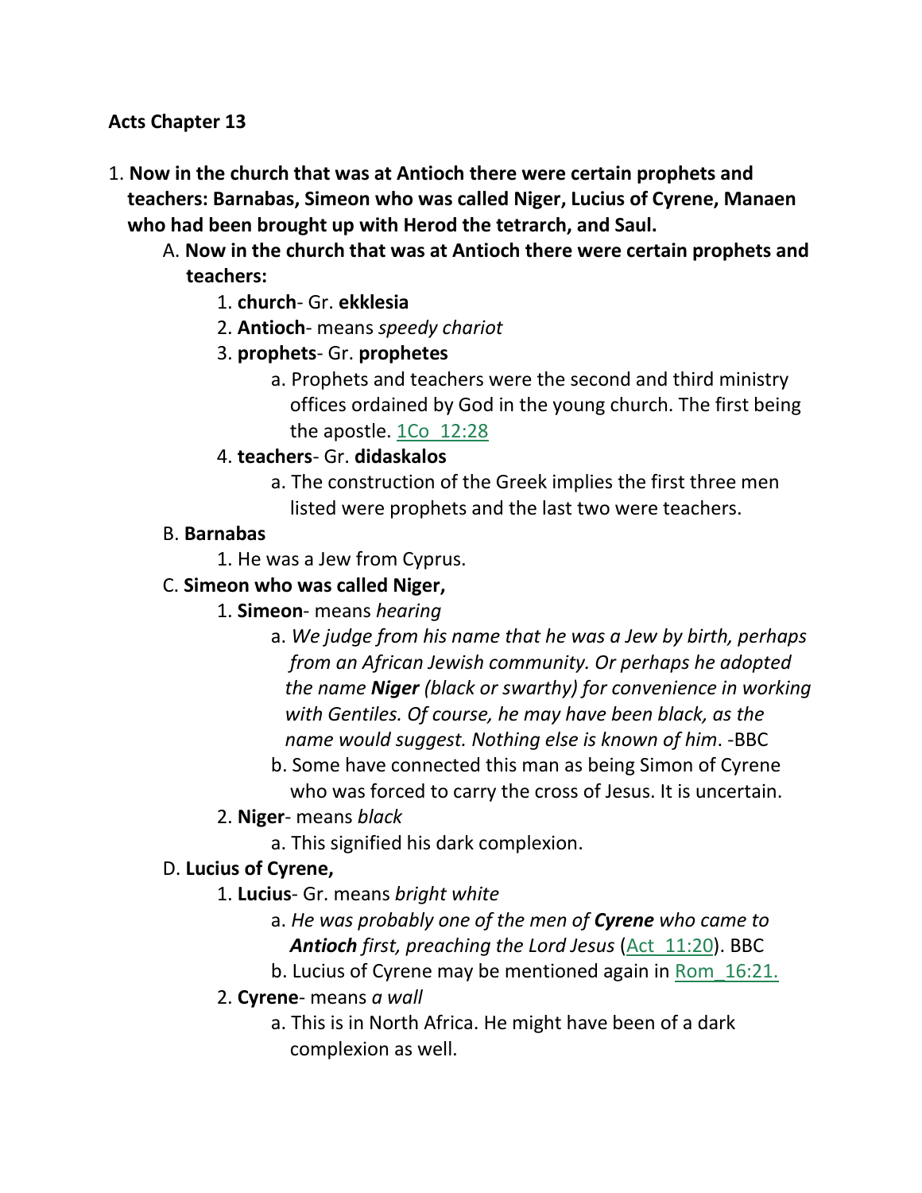**Acts Chapter 13**

1. **Now in the church that was at Antioch there were certain prophets and teachers: Barnabas, Simeon who was called Niger, Lucius of Cyrene, Manaen who had been brought up with Herod the tetrarch, and Saul.**
   - A. **Now in the church that was at Antioch there were certain prophets and teachers:**
     1. **church**- Gr. **ekklesia**
     2. **Antioch**- means *speedy chariot*
     3. **prophets**- Gr. **prophetes**
        - a. Prophets and teachers were the second and third ministry offices ordained by God in the young church. The first being the apostle. 1Co_12:28
     4. **teachers**- Gr. **didaskalos**
        - a. The construction of the Greek implies the first three men listed were prophets and the last two were teachers.
   - B. **Barnabas**
     1. He was a Jew from Cyprus.
   - C. **Simeon who was called Niger,**
     1. **Simeon**- means *hearing*
        - a. *We judge from his name that he was a Jew by birth, perhaps from an African Jewish community. Or perhaps he adopted the name **Niger** (black or swarthy) for convenience in working with Gentiles. Of course, he may have been black, as the name would suggest. Nothing else is known of him*. -BBC
        - b. Some have connected this man as being Simon of Cyrene who was forced to carry the cross of Jesus. It is uncertain.
     2. **Niger**- means *black*
        - a. This signified his dark complexion.
   - D. **Lucius of Cyrene,**
     1. **Lucius**- Gr. means *bright white*
        - a. *He was probably one of the men of **Cyrene** who came to **Antioch** first, preaching the Lord Jesus* (Act_11:20). BBC
        - b. Lucius of Cyrene may be mentioned again in Rom_16:21.
     2. **Cyrene**- means *a wall*
        - a. This is in North Africa. He might have been of a dark complexion as well.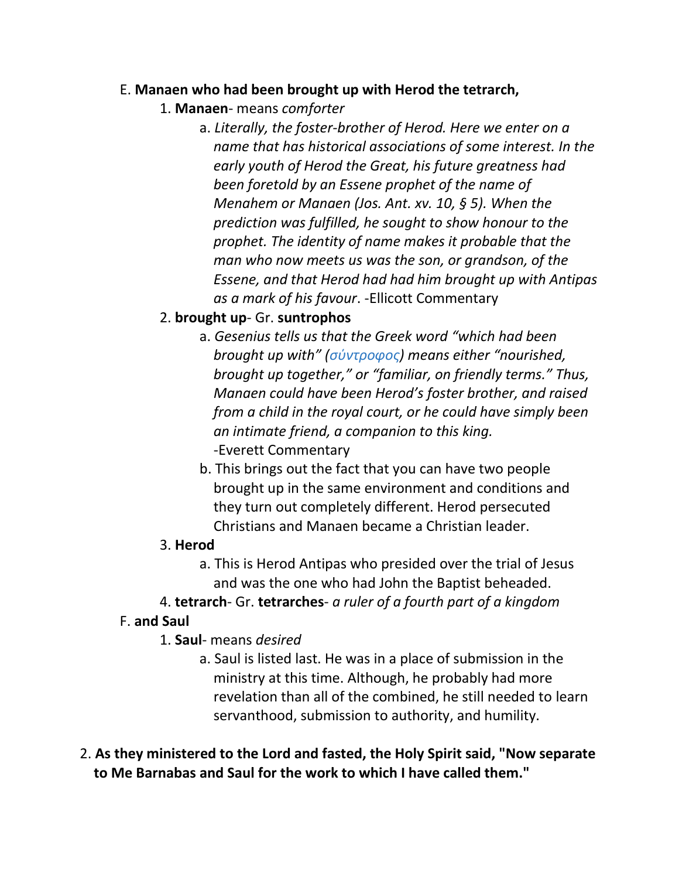E. **Manaen who had been brought up with Herod the tetrarch,**

1. **Manaen**- means *comforter*
   a. *Literally, the foster-brother of Herod. Here we enter on a name that has historical associations of some interest. In the early youth of Herod the Great, his future greatness had been foretold by an Essene prophet of the name of Menahem or Manaen (Jos. Ant. xv. 10, § 5). When the prediction was fulfilled, he sought to show honour to the prophet. The identity of name makes it probable that the man who now meets us was the son, or grandson, of the Essene, and that Herod had had him brought up with Antipas as a mark of his favour*. -Ellicott Commentary

2. **brought up**- Gr. **suntrophos**
   a. *Gesenius tells us that the Greek word "which had been brought up with" (σύντροφος) means either "nourished, brought up together," or "familiar, on friendly terms." Thus, Manaen could have been Herod's foster brother, and raised from a child in the royal court, or he could have simply been an intimate friend, a companion to this king.* -Everett Commentary
   b. This brings out the fact that you can have two people brought up in the same environment and conditions and they turn out completely different. Herod persecuted Christians and Manaen became a Christian leader.

3. **Herod**
   a. This is Herod Antipas who presided over the trial of Jesus and was the one who had John the Baptist beheaded.

4. **tetrarch**- Gr. **tetrarches**- *a ruler of a fourth part of a kingdom*

F. **and Saul**

1. **Saul**- means *desired*
   a. Saul is listed last. He was in a place of submission in the ministry at this time. Although, he probably had more revelation than all of the combined, he still needed to learn servanthood, submission to authority, and humility.

2. **As they ministered to the Lord and fasted, the Holy Spirit said, "Now separate to Me Barnabas and Saul for the work to which I have called them."**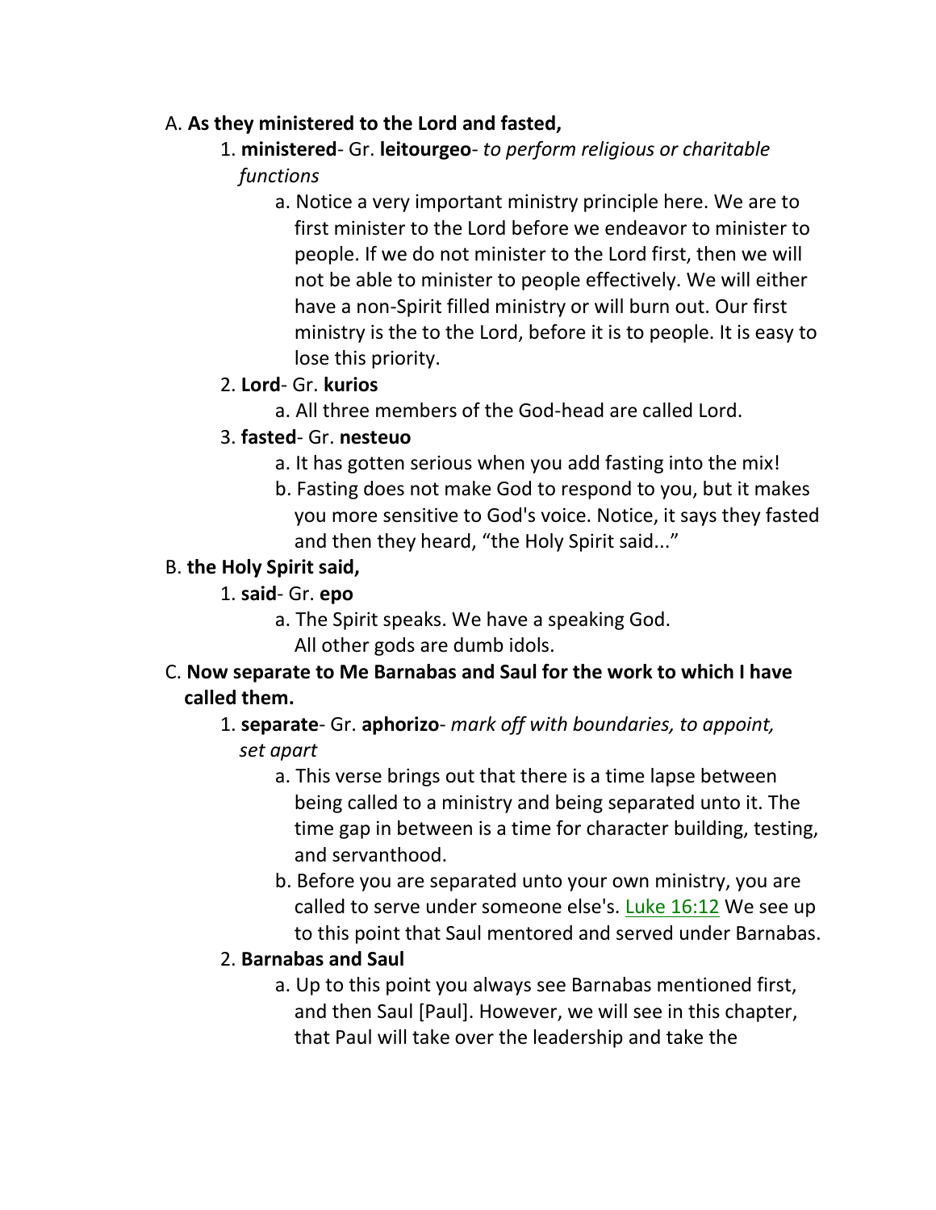A. **As they ministered to the Lord and fasted,**

1. **ministered**- Gr. **leitourgeo**- *to perform religious or charitable functions*
    a. Notice a very important ministry principle here. We are to first minister to the Lord before we endeavor to minister to people. If we do not minister to the Lord first, then we will not be able to minister to people effectively. We will either have a non-Spirit filled ministry or will burn out. Our first ministry is the to the Lord, before it is to people. It is easy to lose this priority.
2. **Lord**- Gr. **kurios**
    a. All three members of the God-head are called Lord.
3. **fasted**- Gr. **nesteuo**
    a. It has gotten serious when you add fasting into the mix!
    b. Fasting does not make God to respond to you, but it makes you more sensitive to God's voice. Notice, it says they fasted and then they heard, "the Holy Spirit said..."

B. **the Holy Spirit said,**

1. **said**- Gr. **epo**
    a. The Spirit speaks. We have a speaking God. All other gods are dumb idols.

C. **Now separate to Me Barnabas and Saul for the work to which I have called them.**

1. **separate**- Gr. **aphorizo**- *mark off with boundaries, to appoint, set apart*
    a. This verse brings out that there is a time lapse between being called to a ministry and being separated unto it. The time gap in between is a time for character building, testing, and servanthood.
    b. Before you are separated unto your own ministry, you are called to serve under someone else's. Luke 16:12 We see up to this point that Saul mentored and served under Barnabas.
2. **Barnabas and Saul**
    a. Up to this point you always see Barnabas mentioned first, and then Saul [Paul]. However, we will see in this chapter, that Paul will take over the leadership and take the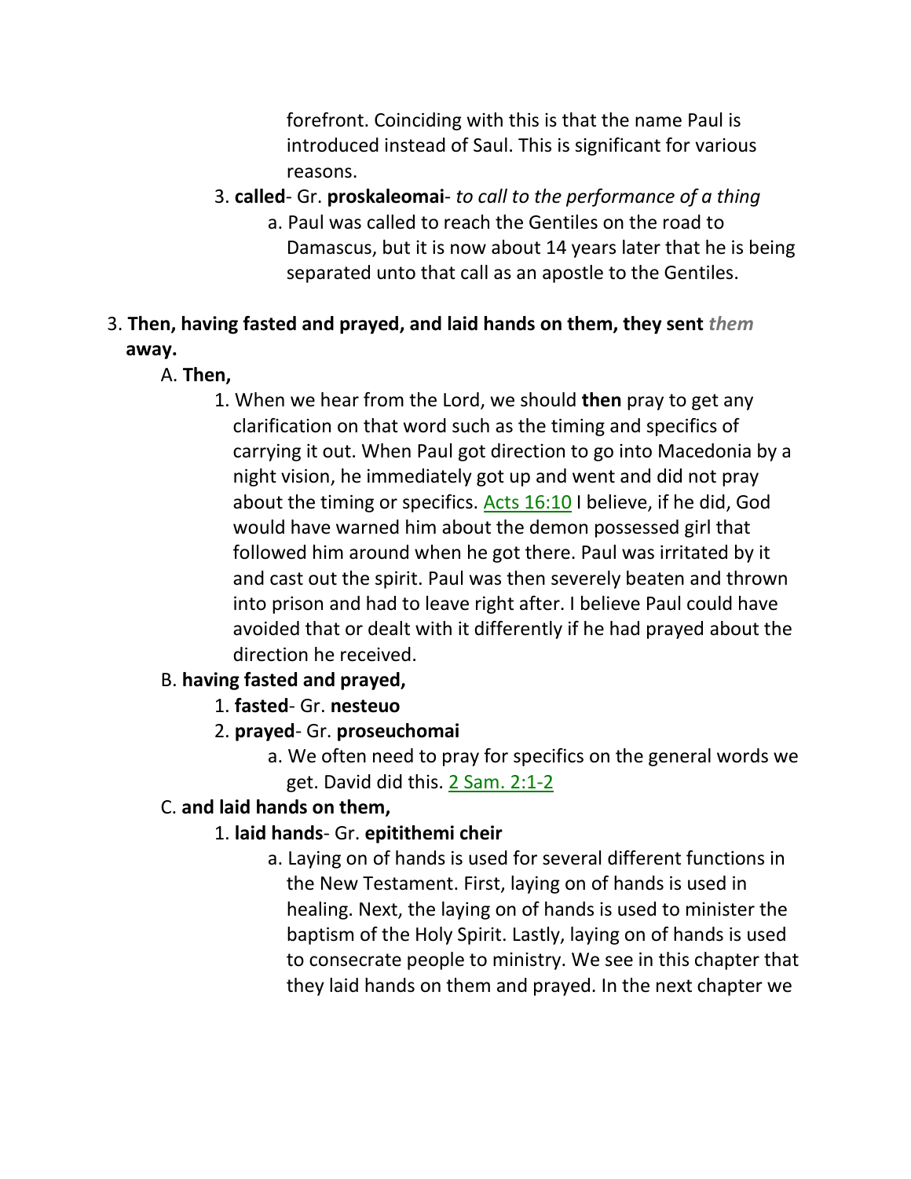forefront. Coinciding with this is that the name Paul is introduced instead of Saul. This is significant for various reasons.

3. **called**- Gr. **proskaleomai**- *to call to the performance of a thing*
   a. Paul was called to reach the Gentiles on the road to Damascus, but it is now about 14 years later that he is being separated unto that call as an apostle to the Gentiles.

3. **Then, having fasted and prayed, and laid hands on them, they sent** ***them*** **away.**

A. **Then,**

1. When we hear from the Lord, we should **then** pray to get any clarification on that word such as the timing and specifics of carrying it out. When Paul got direction to go into Macedonia by a night vision, he immediately got up and went and did not pray about the timing or specifics. Acts 16:10 I believe, if he did, God would have warned him about the demon possessed girl that followed him around when he got there. Paul was irritated by it and cast out the spirit. Paul was then severely beaten and thrown into prison and had to leave right after. I believe Paul could have avoided that or dealt with it differently if he had prayed about the direction he received.

B. **having fasted and prayed,**

1. **fasted**- Gr. **nesteuo**
2. **prayed**- Gr. **proseuchomai**
   a. We often need to pray for specifics on the general words we get. David did this. 2 Sam. 2:1-2

C. **and laid hands on them,**

1. **laid hands**- Gr. **epitithemi cheir**
   a. Laying on of hands is used for several different functions in the New Testament. First, laying on of hands is used in healing. Next, the laying on of hands is used to minister the baptism of the Holy Spirit. Lastly, laying on of hands is used to consecrate people to ministry. We see in this chapter that they laid hands on them and prayed. In the next chapter we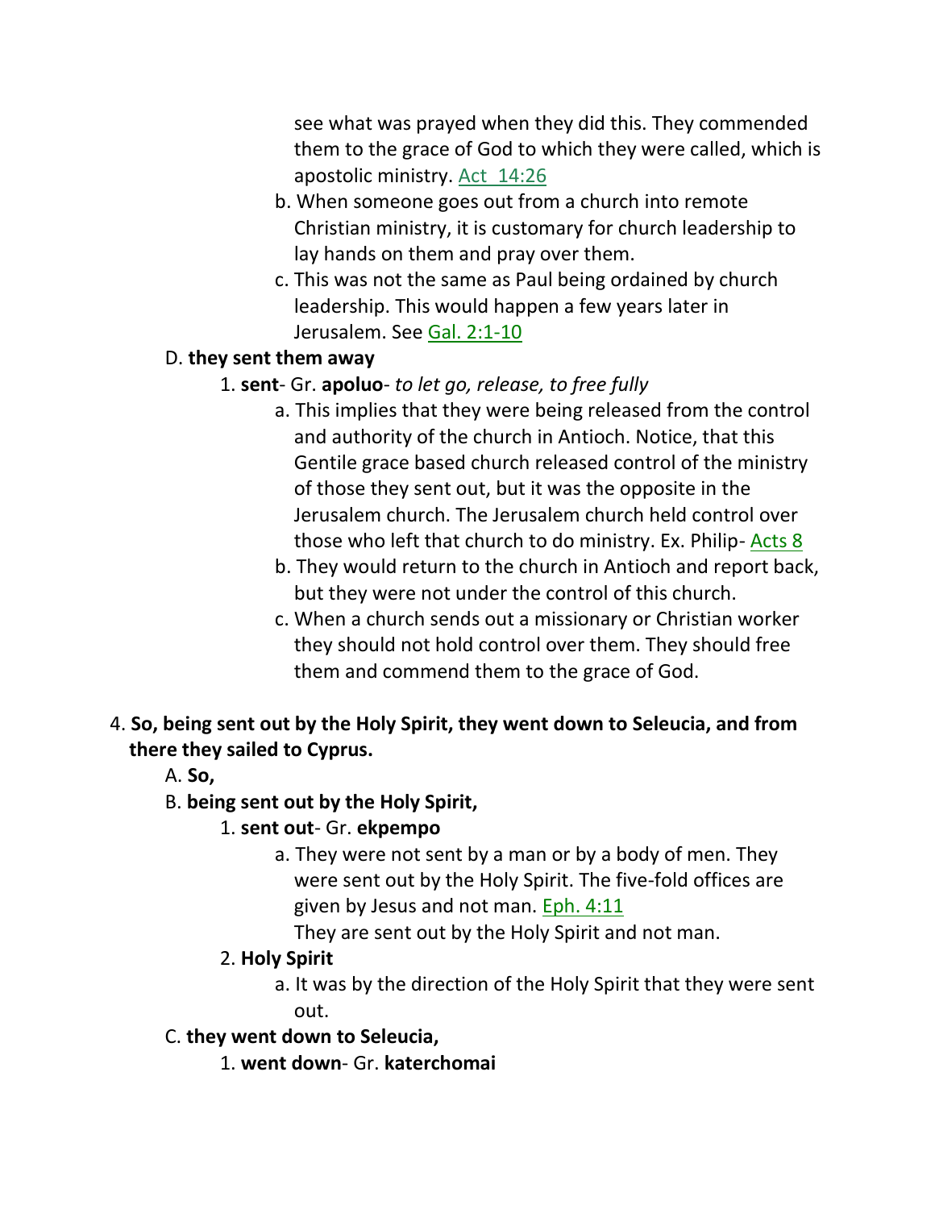see what was prayed when they did this. They commended them to the grace of God to which they were called, which is apostolic ministry. Act 14:26

b. When someone goes out from a church into remote Christian ministry, it is customary for church leadership to lay hands on them and pray over them.

c. This was not the same as Paul being ordained by church leadership. This would happen a few years later in Jerusalem. See Gal. 2:1-10

D. **they sent them away**

1. **sent**- Gr. **apoluo**- *to let go, release, to free fully*

a. This implies that they were being released from the control and authority of the church in Antioch. Notice, that this Gentile grace based church released control of the ministry of those they sent out, but it was the opposite in the Jerusalem church. The Jerusalem church held control over those who left that church to do ministry. Ex. Philip- Acts 8

b. They would return to the church in Antioch and report back, but they were not under the control of this church.

c. When a church sends out a missionary or Christian worker they should not hold control over them. They should free them and commend them to the grace of God.

4. **So, being sent out by the Holy Spirit, they went down to Seleucia, and from there they sailed to Cyprus.**

A. **So,**

B. **being sent out by the Holy Spirit,**

1. **sent out**- Gr. **ekpempo**

a. They were not sent by a man or by a body of men. They were sent out by the Holy Spirit. The five-fold offices are given by Jesus and not man. Eph. 4:11
They are sent out by the Holy Spirit and not man.

2. **Holy Spirit**

a. It was by the direction of the Holy Spirit that they were sent out.

C. **they went down to Seleucia,**

1. **went down**- Gr. **katerchomai**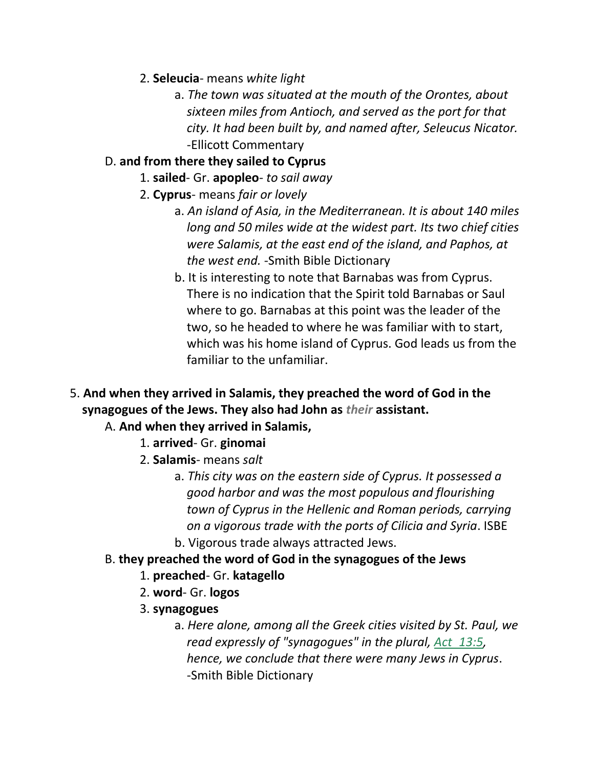2. **Seleucia**- means *white light*

   a. *The town was situated at the mouth of the Orontes, about sixteen miles from Antioch, and served as the port for that city. It had been built by, and named after, Seleucus Nicator.* -Ellicott Commentary

D. **and from there they sailed to Cyprus**

1. **sailed**- Gr. **apopleo**- *to sail away*
2. **Cyprus**- means *fair or lovely*

   a. *An island of Asia, in the Mediterranean. It is about 140 miles long and 50 miles wide at the widest part. Its two chief cities were Salamis, at the east end of the island, and Paphos, at the west end.* -Smith Bible Dictionary

   b. It is interesting to note that Barnabas was from Cyprus. There is no indication that the Spirit told Barnabas or Saul where to go. Barnabas at this point was the leader of the two, so he headed to where he was familiar with to start, which was his home island of Cyprus. God leads us from the familiar to the unfamiliar.

5. **And when they arrived in Salamis, they preached the word of God in the synagogues of the Jews. They also had John as *their* assistant.**

A. **And when they arrived in Salamis,**

1. **arrived**- Gr. **ginomai**
2. **Salamis**- means *salt*

   a. *This city was on the eastern side of Cyprus. It possessed a good harbor and was the most populous and flourishing town of Cyprus in the Hellenic and Roman periods, carrying on a vigorous trade with the ports of Cilicia and Syria*. ISBE

   b. Vigorous trade always attracted Jews.

B. **they preached the word of God in the synagogues of the Jews**

1. **preached**- Gr. **katagello**
2. **word**- Gr. **logos**
3. **synagogues**

   a. *Here alone, among all the Greek cities visited by St. Paul, we read expressly of "synagogues" in the plural, Act 13:5, hence, we conclude that there were many Jews in Cyprus*. -Smith Bible Dictionary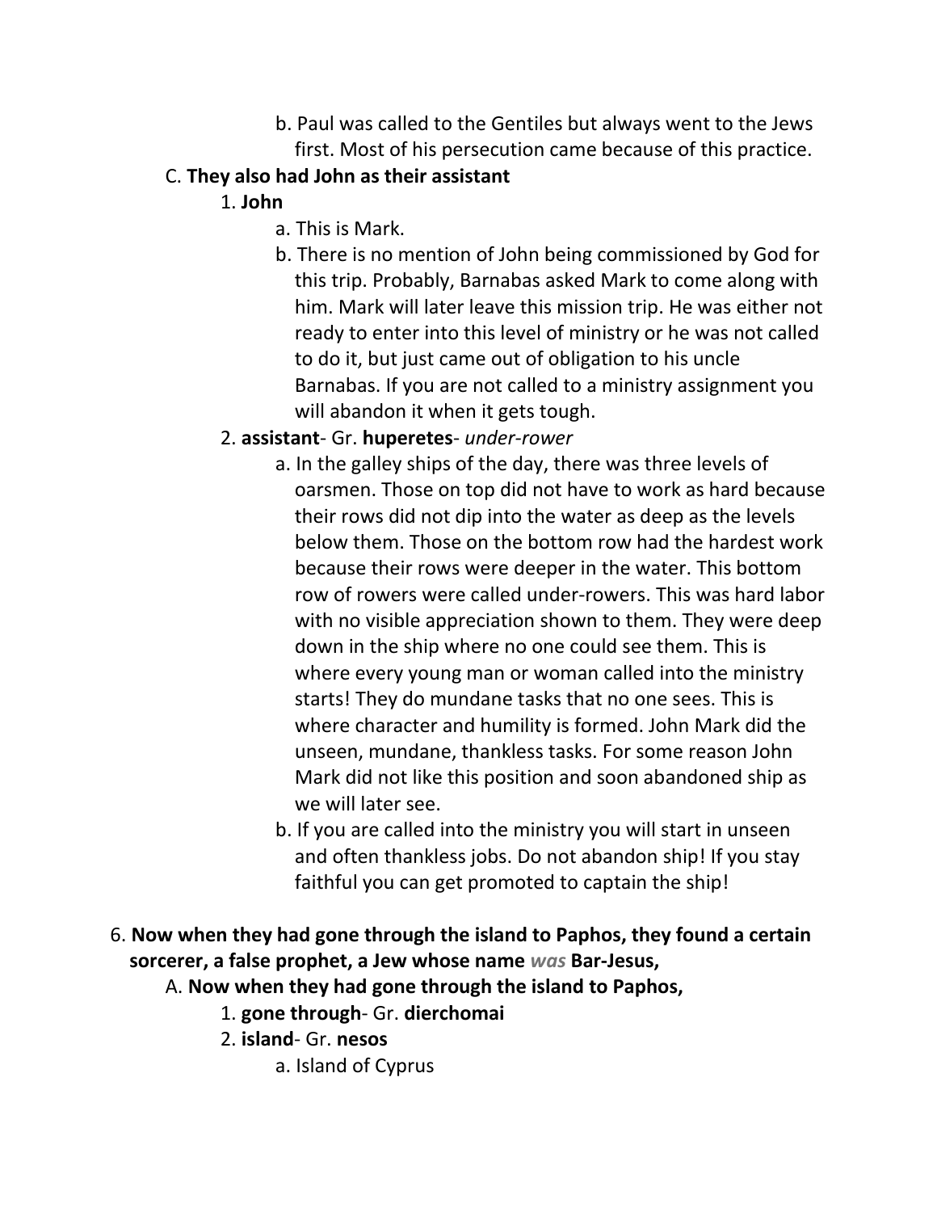b. Paul was called to the Gentiles but always went to the Jews first. Most of his persecution came because of this practice.

C. **They also had John as their assistant**

1. **John**

a. This is Mark.

b. There is no mention of John being commissioned by God for this trip. Probably, Barnabas asked Mark to come along with him. Mark will later leave this mission trip. He was either not ready to enter into this level of ministry or he was not called to do it, but just came out of obligation to his uncle Barnabas. If you are not called to a ministry assignment you will abandon it when it gets tough.

2. **assistant**- Gr. **huperetes**- *under-rower*

a. In the galley ships of the day, there was three levels of oarsmen. Those on top did not have to work as hard because their rows did not dip into the water as deep as the levels below them. Those on the bottom row had the hardest work because their rows were deeper in the water. This bottom row of rowers were called under-rowers. This was hard labor with no visible appreciation shown to them. They were deep down in the ship where no one could see them. This is where every young man or woman called into the ministry starts! They do mundane tasks that no one sees. This is where character and humility is formed. John Mark did the unseen, mundane, thankless tasks. For some reason John Mark did not like this position and soon abandoned ship as we will later see.

b. If you are called into the ministry you will start in unseen and often thankless jobs. Do not abandon ship! If you stay faithful you can get promoted to captain the ship!

6. **Now when they had gone through the island to Paphos, they found a certain sorcerer, a false prophet, a Jew whose name *was* Bar-Jesus,**

A. **Now when they had gone through the island to Paphos,**

1. **gone through**- Gr. **dierchomai**

2. **island**- Gr. **nesos**

a. Island of Cyprus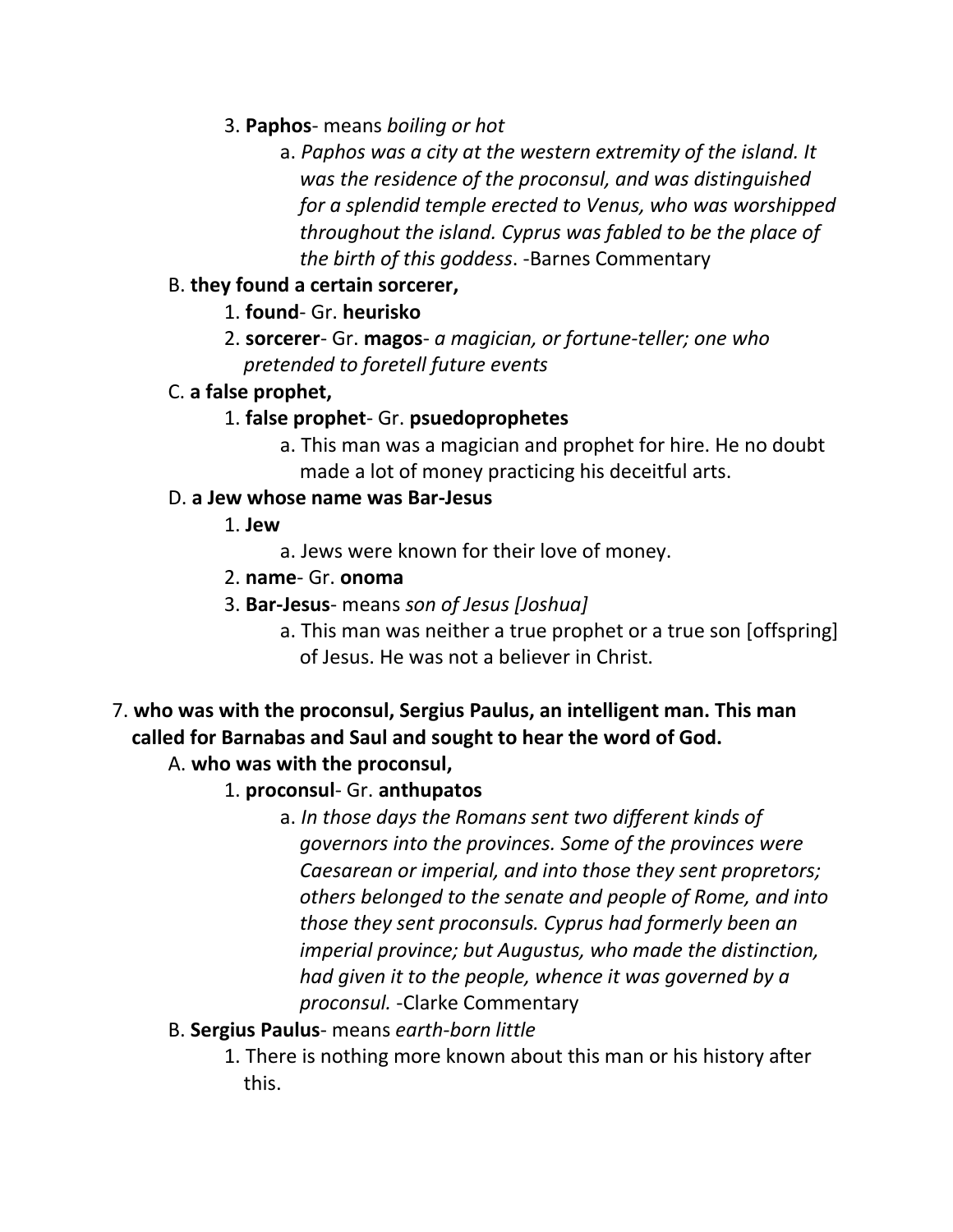3. **Paphos**- means *boiling or hot*
    a. *Paphos was a city at the western extremity of the island. It was the residence of the proconsul, and was distinguished for a splendid temple erected to Venus, who was worshipped throughout the island. Cyprus was fabled to be the place of the birth of this goddess*. -Barnes Commentary

B. **they found a certain sorcerer,**
    1. **found**- Gr. **heurisko**
    2. **sorcerer**- Gr. **magos**- *a magician, or fortune-teller; one who pretended to foretell future events*

C. **a false prophet,**
    1. **false prophet**- Gr. **psuedoprophetes**
        a. This man was a magician and prophet for hire. He no doubt made a lot of money practicing his deceitful arts.

D. **a Jew whose name was Bar-Jesus**
    1. **Jew**
        a. Jews were known for their love of money.
    2. **name**- Gr. **onoma**
    3. **Bar-Jesus**- means *son of Jesus [Joshua]*
        a. This man was neither a true prophet or a true son [offspring] of Jesus. He was not a believer in Christ.

7. **who was with the proconsul, Sergius Paulus, an intelligent man. This man called for Barnabas and Saul and sought to hear the word of God.**
    A. **who was with the proconsul,**
        1. **proconsul**- Gr. **anthupatos**
            a. *In those days the Romans sent two different kinds of governors into the provinces. Some of the provinces were Caesarean or imperial, and into those they sent propretors; others belonged to the senate and people of Rome, and into those they sent proconsuls. Cyprus had formerly been an imperial province; but Augustus, who made the distinction, had given it to the people, whence it was governed by a proconsul.* -Clarke Commentary
    B. **Sergius Paulus**- means *earth-born little*
        1. There is nothing more known about this man or his history after this.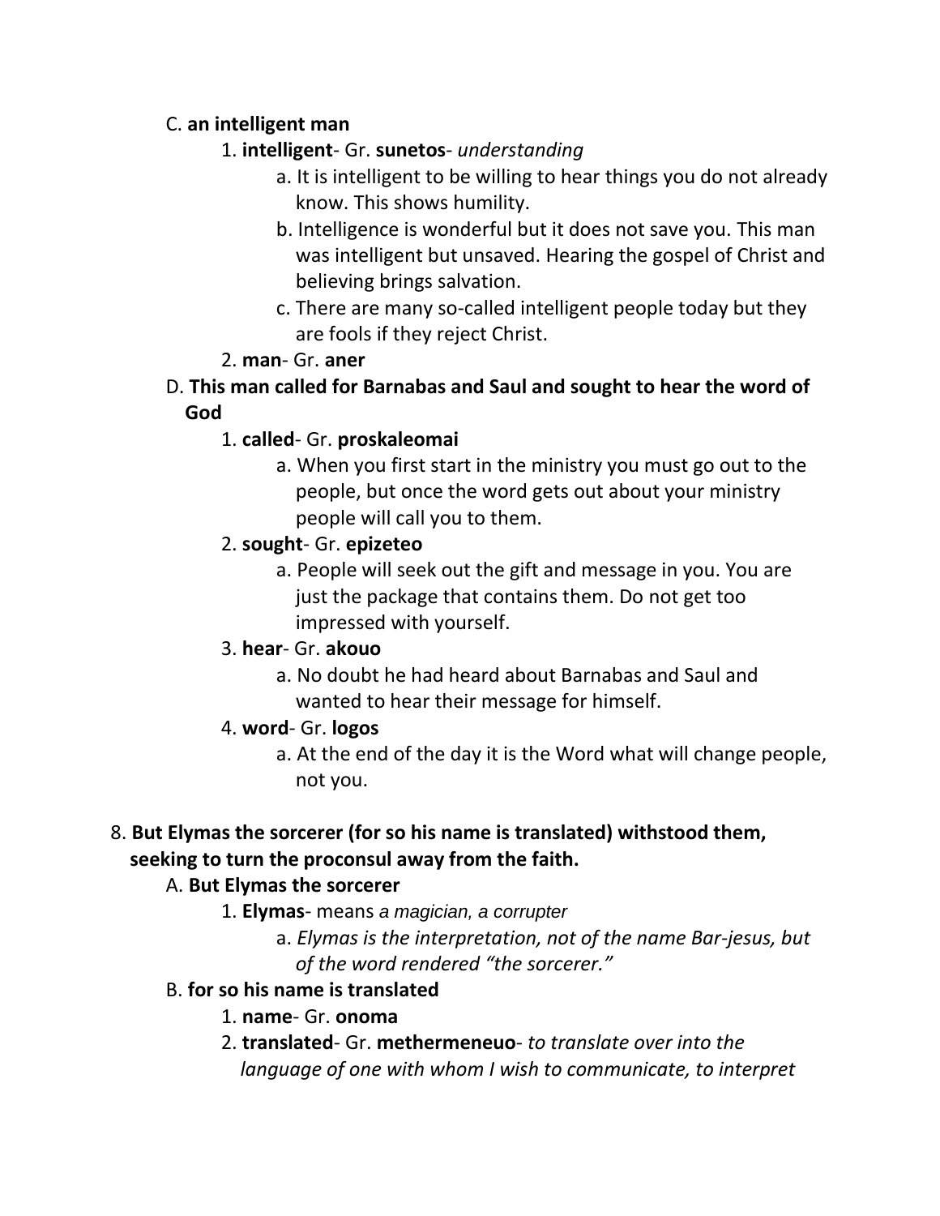C. **an intelligent man**

1. **intelligent**- Gr. **sunetos**- *understanding*
    a. It is intelligent to be willing to hear things you do not already know. This shows humility.
    b. Intelligence is wonderful but it does not save you. This man was intelligent but unsaved. Hearing the gospel of Christ and believing brings salvation.
    c. There are many so-called intelligent people today but they are fools if they reject Christ.
2. **man**- Gr. **aner**

D. **This man called for Barnabas and Saul and sought to hear the word of God**

1. **called**- Gr. **proskaleomai**
    a. When you first start in the ministry you must go out to the people, but once the word gets out about your ministry people will call you to them.
2. **sought**- Gr. **epizeteo**
    a. People will seek out the gift and message in you. You are just the package that contains them. Do not get too impressed with yourself.
3. **hear**- Gr. **akouo**
    a. No doubt he had heard about Barnabas and Saul and wanted to hear their message for himself.
4. **word**- Gr. **logos**
    a. At the end of the day it is the Word what will change people, not you.

8. **But Elymas the sorcerer (for so his name is translated) withstood them, seeking to turn the proconsul away from the faith.**

A. **But Elymas the sorcerer**

1. **Elymas**- means *a magician, a corrupter*
    a. *Elymas is the interpretation, not of the name Bar-jesus, but of the word rendered "the sorcerer."*

B. **for so his name is translated**

1. **name**- Gr. **onoma**
2. **translated**- Gr. **methermeneuo**- *to translate over into the language of one with whom I wish to communicate, to interpret*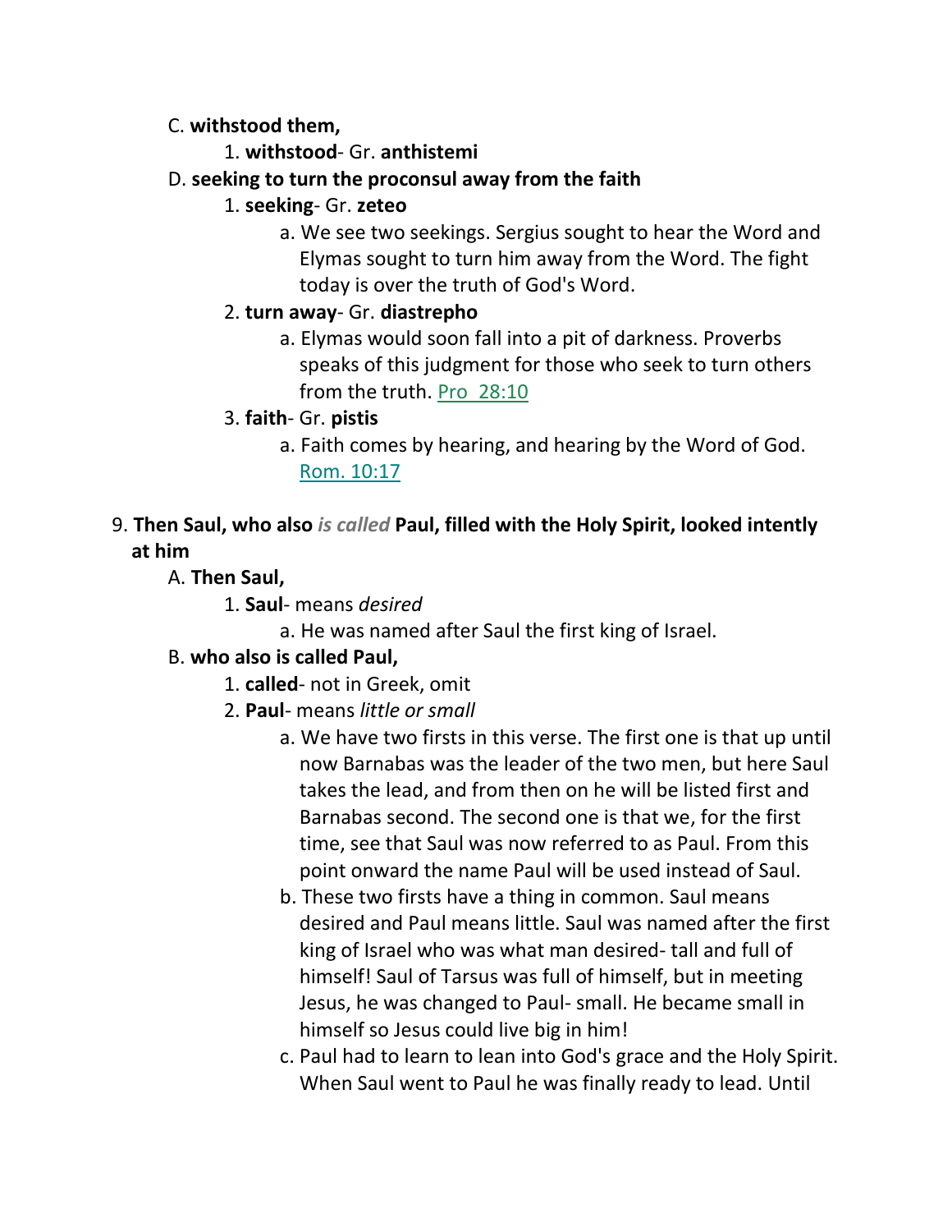C. **withstood them,**

1. **withstood**- Gr. **anthistemi**

D. **seeking to turn the proconsul away from the faith**

1. **seeking**- Gr. **zeteo**
   a. We see two seekings. Sergius sought to hear the Word and Elymas sought to turn him away from the Word. The fight today is over the truth of God's Word.
2. **turn away**- Gr. **diastrepho**
   a. Elymas would soon fall into a pit of darkness. Proverbs speaks of this judgment for those who seek to turn others from the truth. Pro 28:10
3. **faith**- Gr. **pistis**
   a. Faith comes by hearing, and hearing by the Word of God. Rom. 10:17

9. **Then Saul, who also** ***is called*** **Paul, filled with the Holy Spirit, looked intently at him**

A. **Then Saul,**

1. **Saul**- means *desired*
   a. He was named after Saul the first king of Israel.

B. **who also is called Paul,**

1. **called**- not in Greek, omit
2. **Paul**- means *little or small*
   a. We have two firsts in this verse. The first one is that up until now Barnabas was the leader of the two men, but here Saul takes the lead, and from then on he will be listed first and Barnabas second. The second one is that we, for the first time, see that Saul was now referred to as Paul. From this point onward the name Paul will be used instead of Saul.
   b. These two firsts have a thing in common. Saul means desired and Paul means little. Saul was named after the first king of Israel who was what man desired- tall and full of himself! Saul of Tarsus was full of himself, but in meeting Jesus, he was changed to Paul- small. He became small in himself so Jesus could live big in him!
   c. Paul had to learn to lean into God's grace and the Holy Spirit. When Saul went to Paul he was finally ready to lead. Until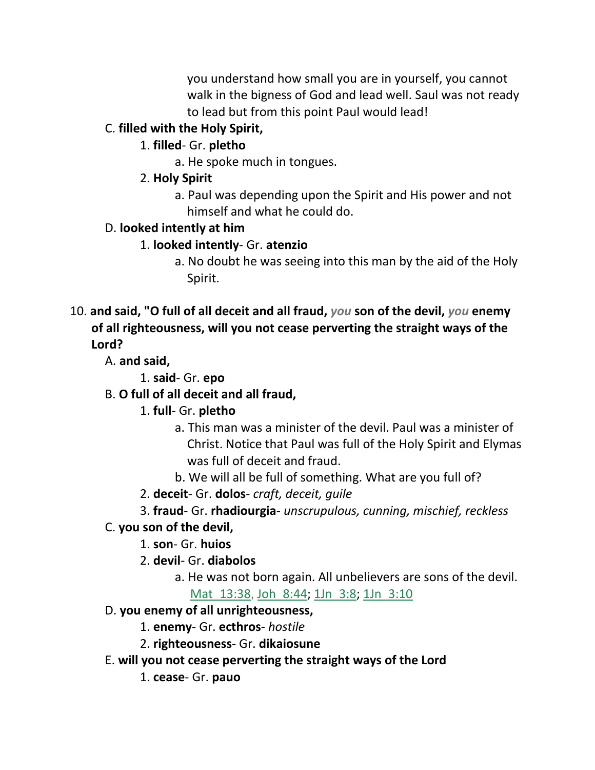you understand how small you are in yourself, you cannot walk in the bigness of God and lead well. Saul was not ready to lead but from this point Paul would lead!

C. **filled with the Holy Spirit,**

1. **filled**- Gr. **pletho**

a. He spoke much in tongues.

2. **Holy Spirit**

a. Paul was depending upon the Spirit and His power and not himself and what he could do.

D. **looked intently at him**

1. **looked intently**- Gr. **atenzio**

a. No doubt he was seeing into this man by the aid of the Holy Spirit.

10. **and said, "O full of all deceit and all fraud, *you* son of the devil, *you* enemy of all righteousness, will you not cease perverting the straight ways of the Lord?**

A. **and said,**

1. **said**- Gr. **epo**

B. **O full of all deceit and all fraud,**

1. **full**- Gr. **pletho**

a. This man was a minister of the devil. Paul was a minister of Christ. Notice that Paul was full of the Holy Spirit and Elymas was full of deceit and fraud.

b. We will all be full of something. What are you full of?

2. **deceit**- Gr. **dolos**- *craft, deceit, guile*

3. **fraud**- Gr. **rhadiourgia**- *unscrupulous, cunning, mischief, reckless*

C. **you son of the devil,**

1. **son**- Gr. **huios**

2. **devil**- Gr. **diabolos**

a. He was not born again. All unbelievers are sons of the devil. Mat_13:38, Joh_8:44; 1Jn_3:8; 1Jn_3:10

D. **you enemy of all unrighteousness,**

1. **enemy**- Gr. **ecthros**- *hostile*

2. **righteousness**- Gr. **dikaiosune**

E. **will you not cease perverting the straight ways of the Lord**

1. **cease**- Gr. **pauo**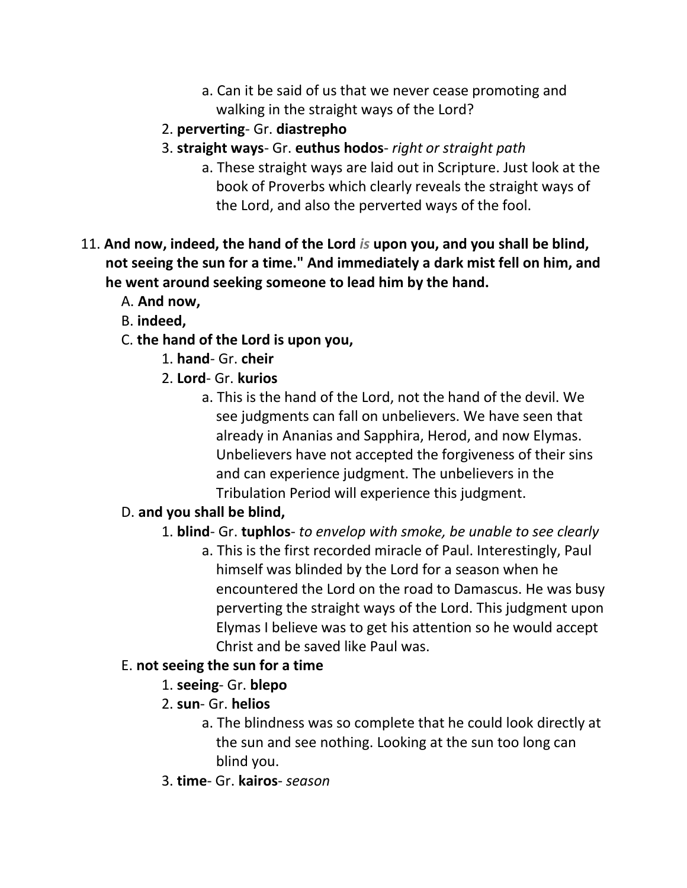a. Can it be said of us that we never cease promoting and walking in the straight ways of the Lord?

2. **perverting**- Gr. **diastrepho**
3. **straight ways**- Gr. **euthus hodos**- *right or straight path*
    a. These straight ways are laid out in Scripture. Just look at the book of Proverbs which clearly reveals the straight ways of the Lord, and also the perverted ways of the fool.

11. **And now, indeed, the hand of the Lord *is* upon you, and you shall be blind, not seeing the sun for a time." And immediately a dark mist fell on him, and he went around seeking someone to lead him by the hand.**

A. **And now,**

B. **indeed,**

C. **the hand of the Lord is upon you,**

1. **hand**- Gr. **cheir**
2. **Lord**- Gr. **kurios**
    a. This is the hand of the Lord, not the hand of the devil. We see judgments can fall on unbelievers. We have seen that already in Ananias and Sapphira, Herod, and now Elymas. Unbelievers have not accepted the forgiveness of their sins and can experience judgment. The unbelievers in the Tribulation Period will experience this judgment.

D. **and you shall be blind,**

1. **blind**- Gr. **tuphlos**- *to envelop with smoke, be unable to see clearly*
    a. This is the first recorded miracle of Paul. Interestingly, Paul himself was blinded by the Lord for a season when he encountered the Lord on the road to Damascus. He was busy perverting the straight ways of the Lord. This judgment upon Elymas I believe was to get his attention so he would accept Christ and be saved like Paul was.

E. **not seeing the sun for a time**

1. **seeing**- Gr. **blepo**
2. **sun**- Gr. **helios**
    a. The blindness was so complete that he could look directly at the sun and see nothing. Looking at the sun too long can blind you.
3. **time**- Gr. **kairos**- *season*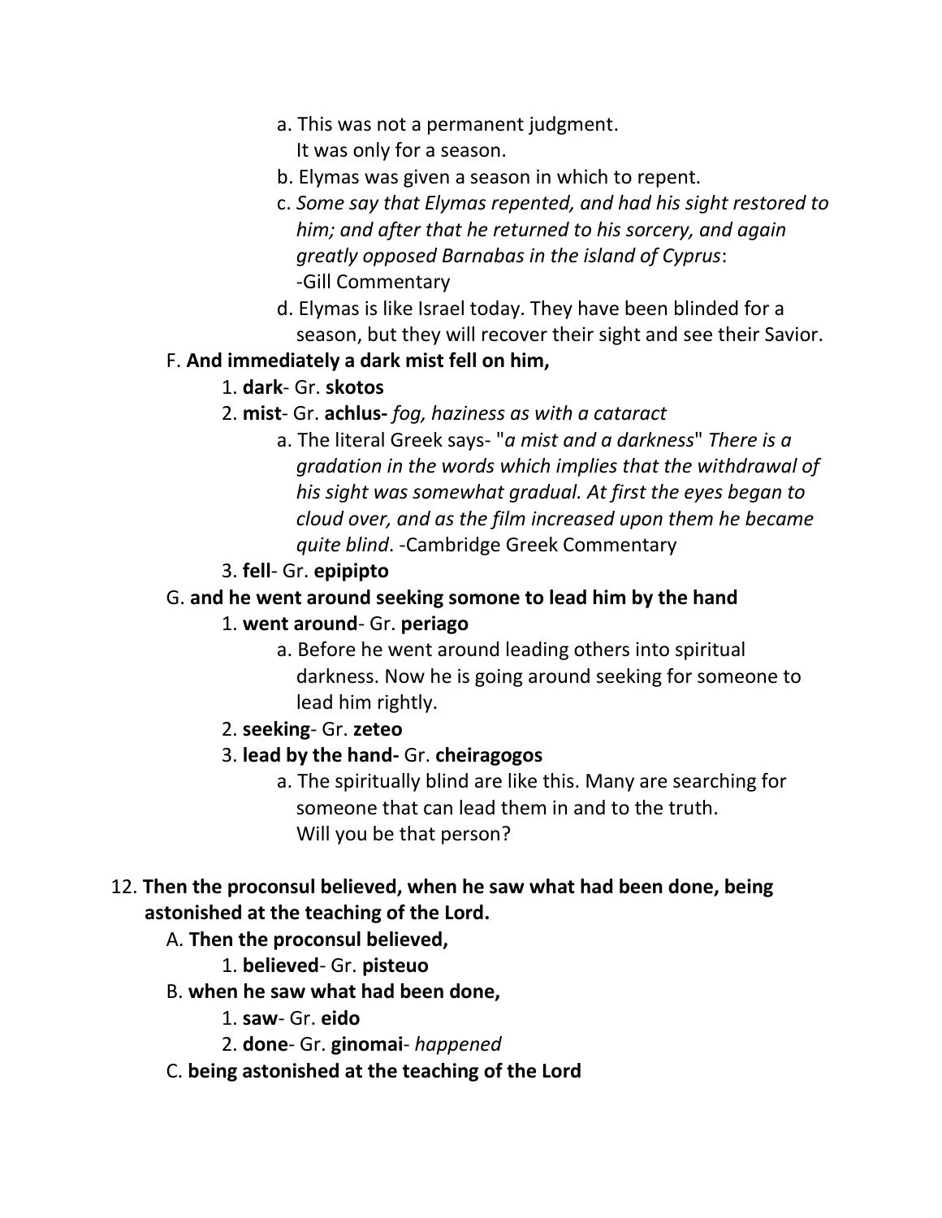a. This was not a permanent judgment.
   It was only for a season.

b. Elymas was given a season in which to repent.

c. *Some say that Elymas repented, and had his sight restored to him; and after that he returned to his sorcery, and again greatly opposed Barnabas in the island of Cyprus*:
   -Gill Commentary

d. Elymas is like Israel today. They have been blinded for a season, but they will recover their sight and see their Savior.

F. **And immediately a dark mist fell on him,**

1. **dark**- Gr. **skotos**

2. **mist**- Gr. **achlus-** *fog, haziness as with a cataract*

   a. The literal Greek says- "*a mist and a darkness*" *There is a gradation in the words which implies that the withdrawal of his sight was somewhat gradual. At first the eyes began to cloud over, and as the film increased upon them he became quite blind*. -Cambridge Greek Commentary

3. **fell**- Gr. **epipipto**

G. **and he went around seeking somone to lead him by the hand**

1. **went around**- Gr. **periago**

   a. Before he went around leading others into spiritual darkness. Now he is going around seeking for someone to lead him rightly.

2. **seeking**- Gr. **zeteo**

3. **lead by the hand-** Gr. **cheiragogos**

   a. The spiritually blind are like this. Many are searching for someone that can lead them in and to the truth.
      Will you be that person?

12. **Then the proconsul believed, when he saw what had been done, being astonished at the teaching of the Lord.**

A. **Then the proconsul believed,**

1. **believed**- Gr. **pisteuo**

B. **when he saw what had been done,**

1. **saw**- Gr. **eido**

2. **done**- Gr. **ginomai**- *happened*

C. **being astonished at the teaching of the Lord**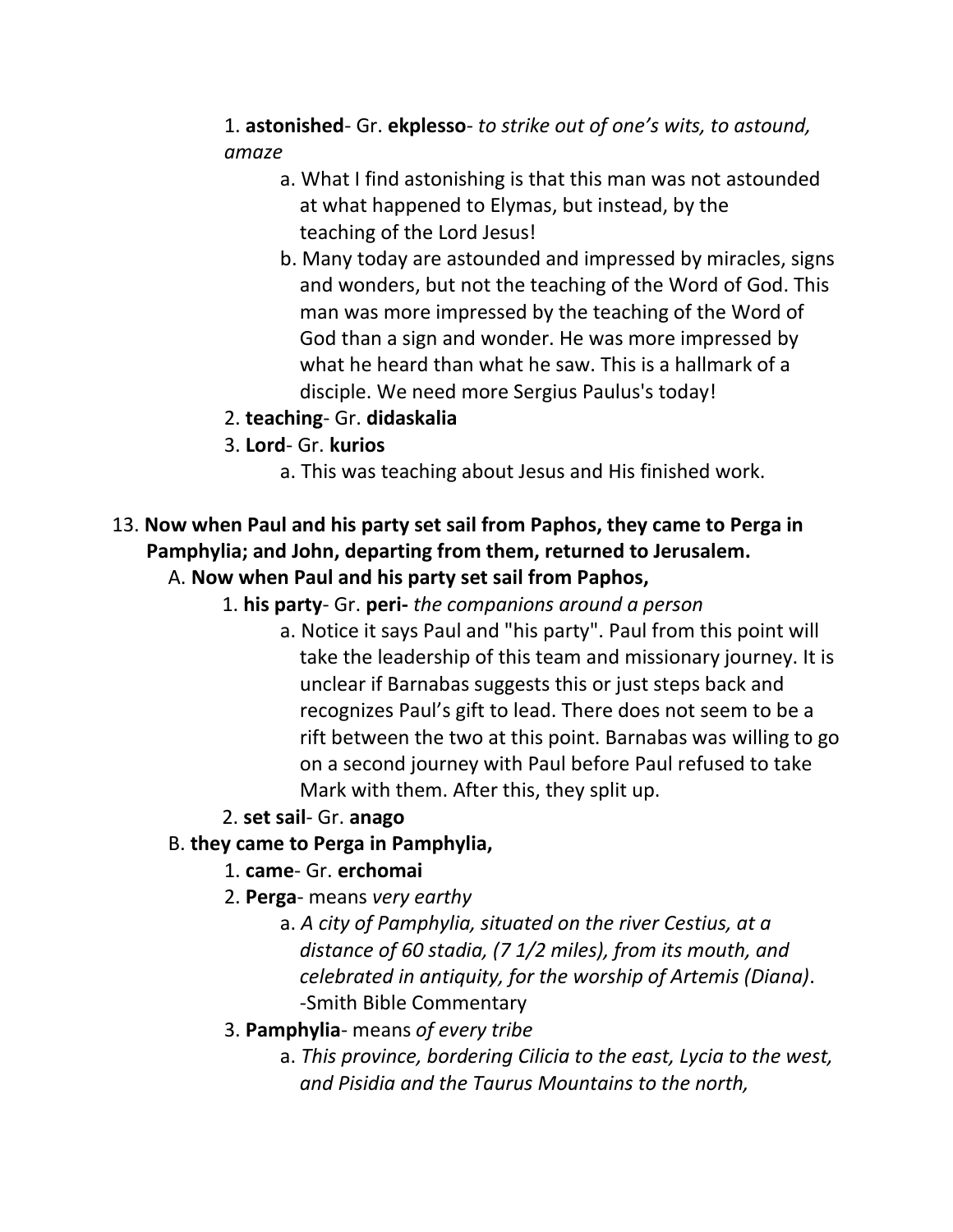1. **astonished**- Gr. **ekplesso**- *to strike out of one's wits, to astound, amaze*
    a. What I find astonishing is that this man was not astounded at what happened to Elymas, but instead, by the teaching of the Lord Jesus!
    b. Many today are astounded and impressed by miracles, signs and wonders, but not the teaching of the Word of God. This man was more impressed by the teaching of the Word of God than a sign and wonder. He was more impressed by what he heard than what he saw. This is a hallmark of a disciple. We need more Sergius Paulus's today!
2. **teaching**- Gr. **didaskalia**
3. **Lord**- Gr. **kurios**
    a. This was teaching about Jesus and His finished work.

13. **Now when Paul and his party set sail from Paphos, they came to Perga in Pamphylia; and John, departing from them, returned to Jerusalem.**
  A. **Now when Paul and his party set sail from Paphos,**
    1. **his party**- Gr. **peri-** *the companions around a person*
        a. Notice it says Paul and "his party". Paul from this point will take the leadership of this team and missionary journey. It is unclear if Barnabas suggests this or just steps back and recognizes Paul's gift to lead. There does not seem to be a rift between the two at this point. Barnabas was willing to go on a second journey with Paul before Paul refused to take Mark with them. After this, they split up.
    2. **set sail**- Gr. **anago**
  B. **they came to Perga in Pamphylia,**
    1. **came**- Gr. **erchomai**
    2. **Perga**- means *very earthy*
        a. *A city of Pamphylia, situated on the river Cestius, at a distance of 60 stadia, (7 1/2 miles), from its mouth, and celebrated in antiquity, for the worship of Artemis (Diana)*. -Smith Bible Commentary
    3. **Pamphylia**- means *of every tribe*
        a. *This province, bordering Cilicia to the east, Lycia to the west, and Pisidia and the Taurus Mountains to the north,*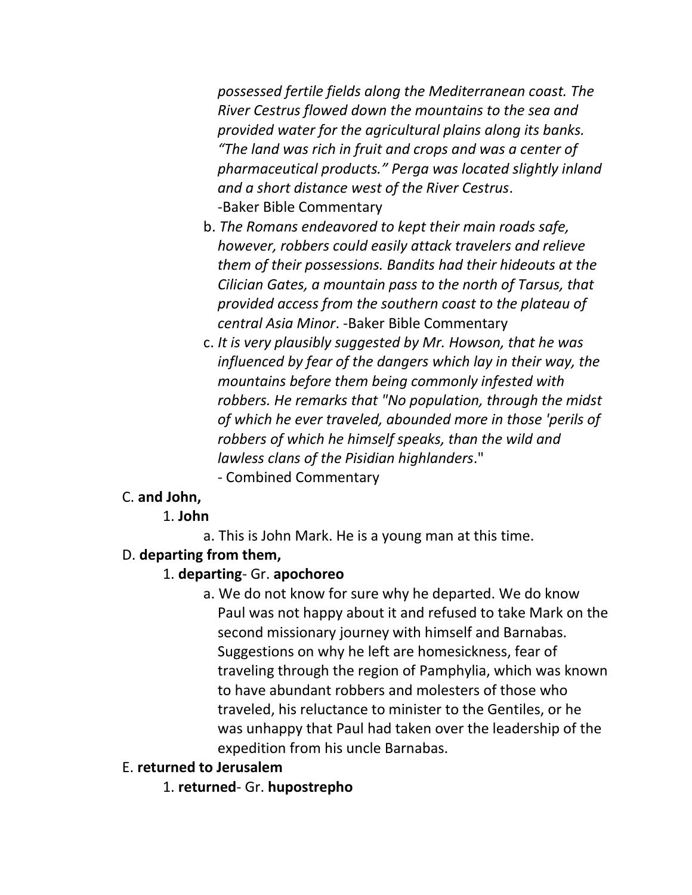*possessed fertile fields along the Mediterranean coast. The River Cestrus flowed down the mountains to the sea and provided water for the agricultural plains along its banks. "The land was rich in fruit and crops and was a center of pharmaceutical products." Perga was located slightly inland and a short distance west of the River Cestrus*. -Baker Bible Commentary

b. *The Romans endeavored to kept their main roads safe, however, robbers could easily attack travelers and relieve them of their possessions. Bandits had their hideouts at the Cilician Gates, a mountain pass to the north of Tarsus, that provided access from the southern coast to the plateau of central Asia Minor*. -Baker Bible Commentary

c. *It is very plausibly suggested by Mr. Howson, that he was influenced by fear of the dangers which lay in their way, the mountains before them being commonly infested with robbers. He remarks that "No population, through the midst of which he ever traveled, abounded more in those 'perils of robbers of which he himself speaks, than the wild and lawless clans of the Pisidian highlanders*."
- Combined Commentary

C. **and John,**

1. **John**

a. This is John Mark. He is a young man at this time.

D. **departing from them,**

1. **departing**- Gr. **apochoreo**

a. We do not know for sure why he departed. We do know Paul was not happy about it and refused to take Mark on the second missionary journey with himself and Barnabas. Suggestions on why he left are homesickness, fear of traveling through the region of Pamphylia, which was known to have abundant robbers and molesters of those who traveled, his reluctance to minister to the Gentiles, or he was unhappy that Paul had taken over the leadership of the expedition from his uncle Barnabas.

E. **returned to Jerusalem**

1. **returned**- Gr. **hupostrepho**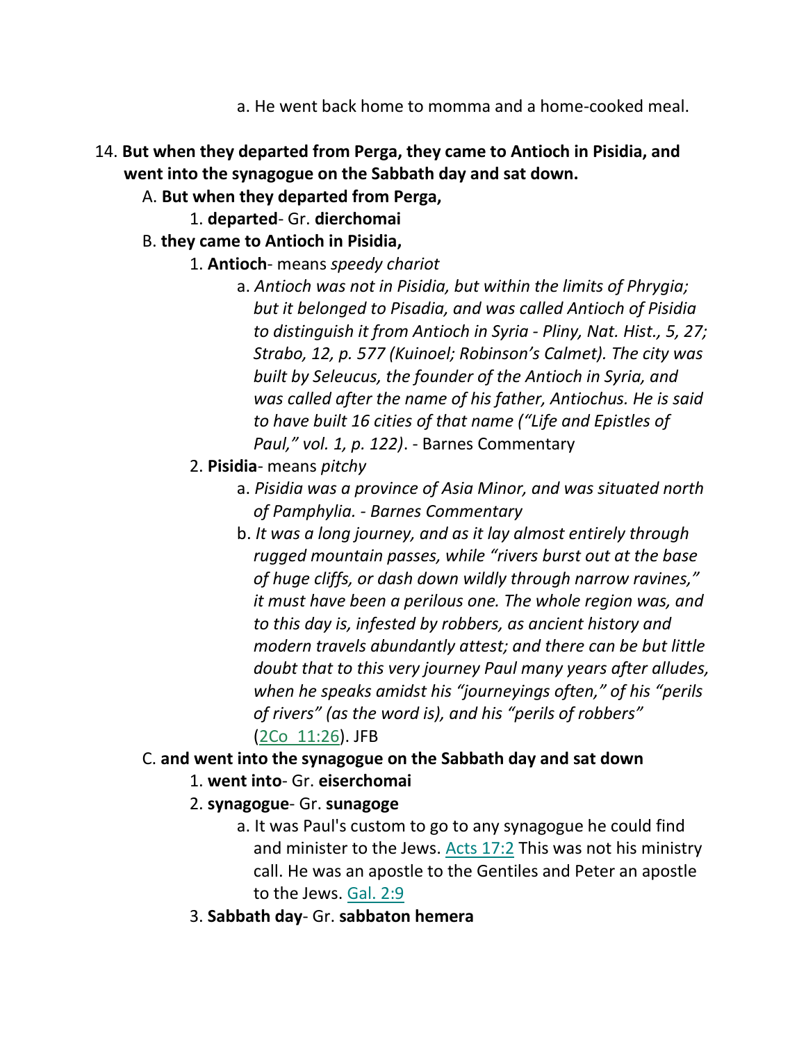a. He went back home to momma and a home-cooked meal.

14. **But when they departed from Perga, they came to Antioch in Pisidia, and went into the synagogue on the Sabbath day and sat down.**

   A. **But when they departed from Perga,**

      1. **departed**- Gr. **dierchomai**

   B. **they came to Antioch in Pisidia,**

      1. **Antioch**- means *speedy chariot*

         a. *Antioch was not in Pisidia, but within the limits of Phrygia; but it belonged to Pisadia, and was called Antioch of Pisidia to distinguish it from Antioch in Syria - Pliny, Nat. Hist., 5, 27; Strabo, 12, p. 577 (Kuinoel; Robinson's Calmet). The city was built by Seleucus, the founder of the Antioch in Syria, and was called after the name of his father, Antiochus. He is said to have built 16 cities of that name ("Life and Epistles of Paul," vol. 1, p. 122)*. - Barnes Commentary

      2. **Pisidia**- means *pitchy*

         a. *Pisidia was a province of Asia Minor, and was situated north of Pamphylia. - Barnes Commentary*

         b. *It was a long journey, and as it lay almost entirely through rugged mountain passes, while "rivers burst out at the base of huge cliffs, or dash down wildly through narrow ravines," it must have been a perilous one. The whole region was, and to this day is, infested by robbers, as ancient history and modern travels abundantly attest; and there can be but little doubt that to this very journey Paul many years after alludes, when he speaks amidst his "journeyings often," of his "perils of rivers" (as the word is), and his "perils of robbers"* (2Co 11:26). JFB

   C. **and went into the synagogue on the Sabbath day and sat down**

      1. **went into**- Gr. **eiserchomai**

      2. **synagogue**- Gr. **sunagoge**

         a. It was Paul's custom to go to any synagogue he could find and minister to the Jews. Acts 17:2 This was not his ministry call. He was an apostle to the Gentiles and Peter an apostle to the Jews. Gal. 2:9

      3. **Sabbath day**- Gr. **sabbaton hemera**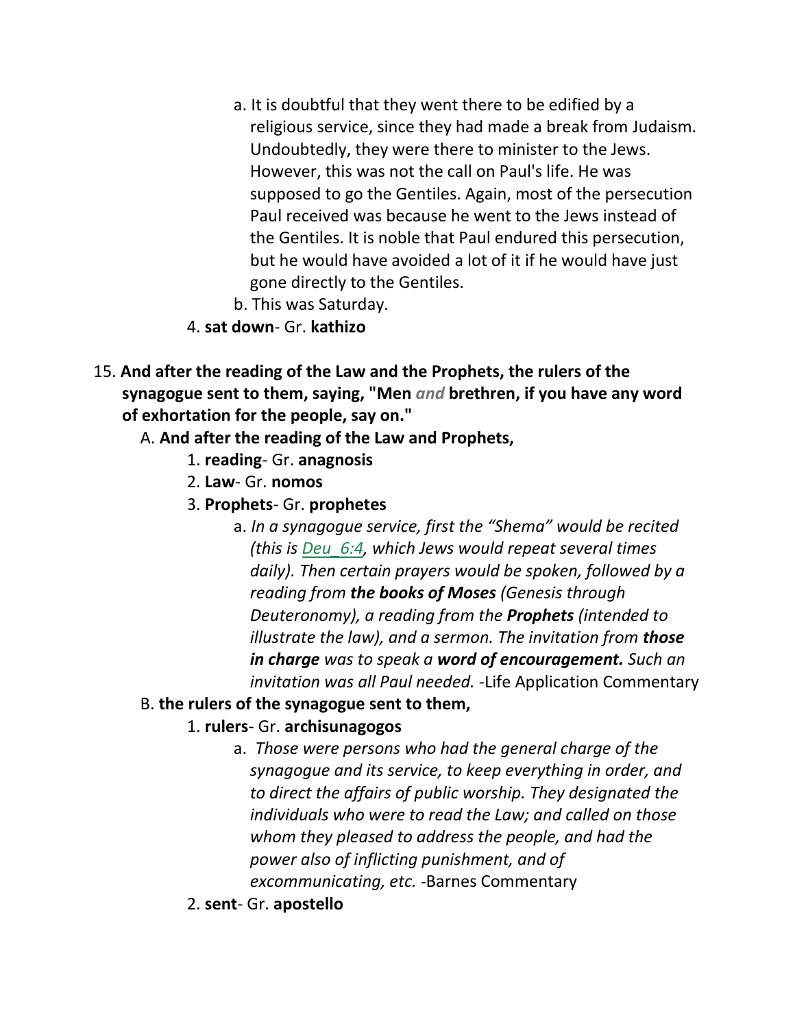a. It is doubtful that they went there to be edified by a religious service, since they had made a break from Judaism. Undoubtedly, they were there to minister to the Jews. However, this was not the call on Paul's life. He was supposed to go the Gentiles. Again, most of the persecution Paul received was because he went to the Jews instead of the Gentiles. It is noble that Paul endured this persecution, but he would have avoided a lot of it if he would have just gone directly to the Gentiles.

b. This was Saturday.

4. **sat down**- Gr. **kathizo**

15. **And after the reading of the Law and the Prophets, the rulers of the synagogue sent to them, saying, "Men** *and* **brethren, if you have any word of exhortation for the people, say on."**

A. **And after the reading of the Law and Prophets,**

1. **reading**- Gr. **anagnosis**
2. **Law**- Gr. **nomos**
3. **Prophets**- Gr. **prophetes**

a. *In a synagogue service, first the "Shema" would be recited (this is Deu_6:4, which Jews would repeat several times daily). Then certain prayers would be spoken, followed by a reading from* ***the books of Moses*** *(Genesis through Deuteronomy), a reading from the* ***Prophets*** *(intended to illustrate the law), and a sermon. The invitation from* ***those in charge*** *was to speak a* ***word of encouragement.*** *Such an invitation was all Paul needed.* -Life Application Commentary

B. **the rulers of the synagogue sent to them,**

1. **rulers**- Gr. **archisunagogos**

a. *Those were persons who had the general charge of the synagogue and its service, to keep everything in order, and to direct the affairs of public worship. They designated the individuals who were to read the Law; and called on those whom they pleased to address the people, and had the power also of inflicting punishment, and of excommunicating, etc.* -Barnes Commentary

2. **sent**- Gr. **apostello**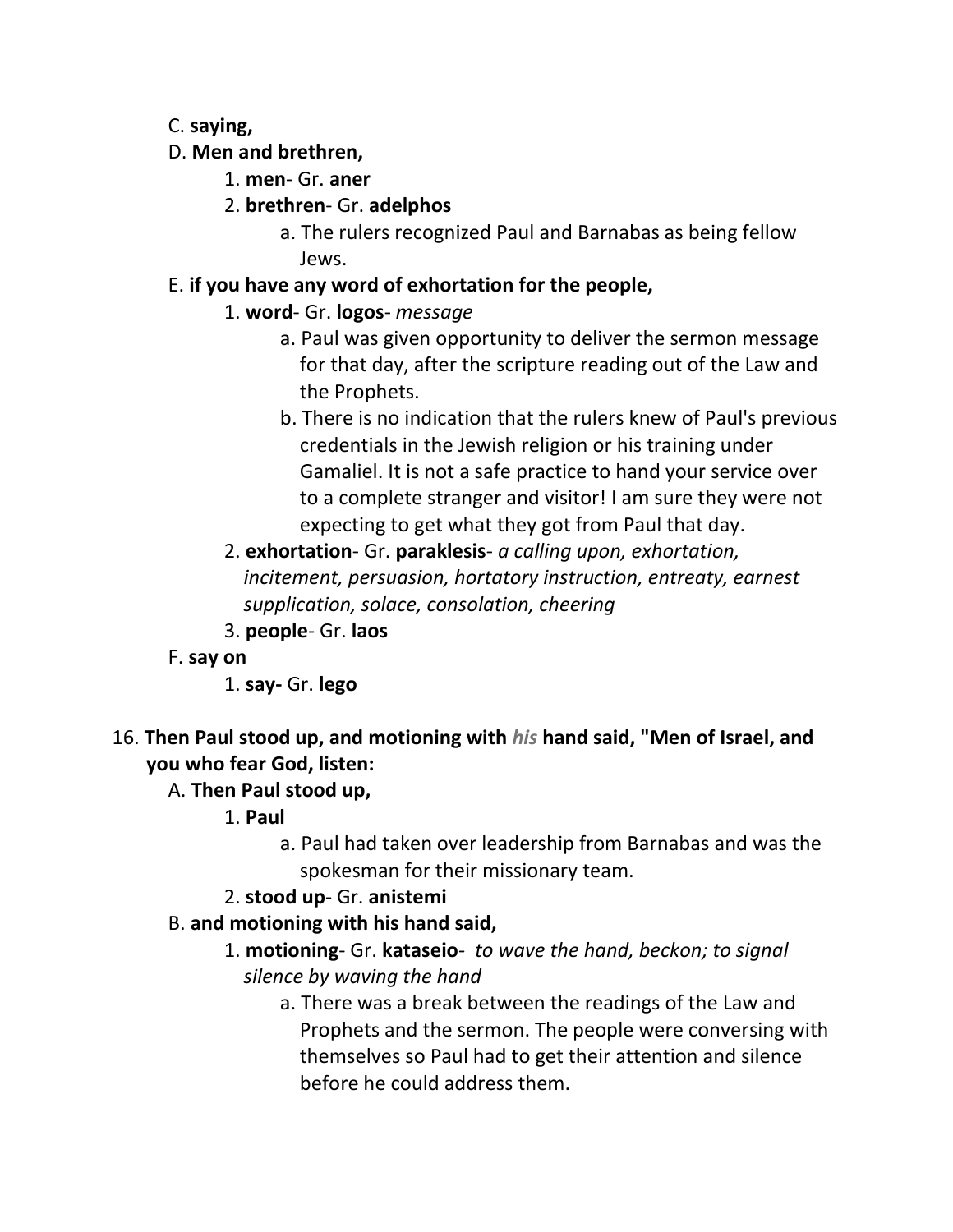C. **saying,**

D. **Men and brethren,**

1. **men**- Gr. **aner**
2. **brethren**- Gr. **adelphos**
    a. The rulers recognized Paul and Barnabas as being fellow Jews.

E. **if you have any word of exhortation for the people,**

1. **word**- Gr. **logos**- *message*
    a. Paul was given opportunity to deliver the sermon message for that day, after the scripture reading out of the Law and the Prophets.
    b. There is no indication that the rulers knew of Paul's previous credentials in the Jewish religion or his training under Gamaliel. It is not a safe practice to hand your service over to a complete stranger and visitor! I am sure they were not expecting to get what they got from Paul that day.
2. **exhortation**- Gr. **paraklesis**- *a calling upon, exhortation, incitement, persuasion, hortatory instruction, entreaty, earnest supplication, solace, consolation, cheering*
3. **people**- Gr. **laos**

F. **say on**

1. **say-** Gr. **lego**

16. **Then Paul stood up, and motioning with *his* hand said, "Men of Israel, and you who fear God, listen:**

A. **Then Paul stood up,**

1. **Paul**
    a. Paul had taken over leadership from Barnabas and was the spokesman for their missionary team.
2. **stood up**- Gr. **anistemi**

B. **and motioning with his hand said,**

1. **motioning**- Gr. **kataseio**- *to wave the hand, beckon; to signal silence by waving the hand*
    a. There was a break between the readings of the Law and Prophets and the sermon. The people were conversing with themselves so Paul had to get their attention and silence before he could address them.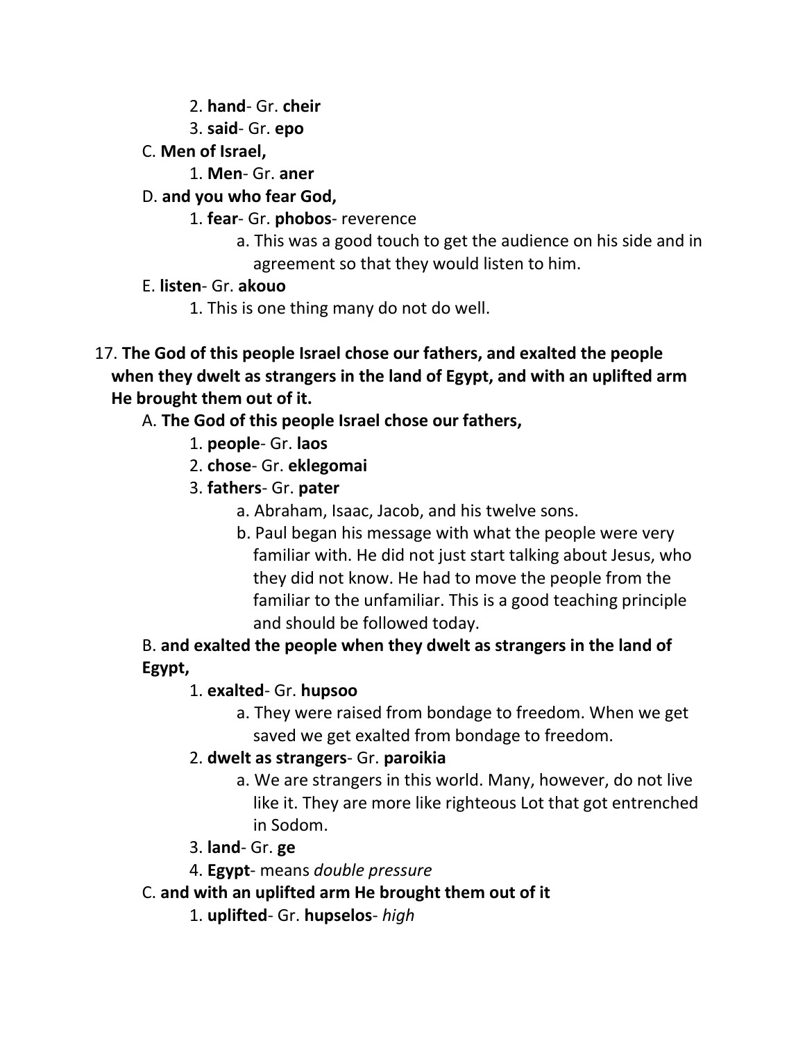2. **hand**- Gr. **cheir**
   3. **said**- Gr. **epo**

C. **Men of Israel,**
   1. **Men**- Gr. **aner**

D. **and you who fear God,**
   1. **fear**- Gr. **phobos**- reverence
      a. This was a good touch to get the audience on his side and in agreement so that they would listen to him.

E. **listen**- Gr. **akouo**
   1. This is one thing many do not do well.

17. **The God of this people Israel chose our fathers, and exalted the people when they dwelt as strangers in the land of Egypt, and with an uplifted arm He brought them out of it.**

A. **The God of this people Israel chose our fathers,**
   1. **people**- Gr. **laos**
   2. **chose**- Gr. **eklegomai**
   3. **fathers**- Gr. **pater**
      a. Abraham, Isaac, Jacob, and his twelve sons.
      b. Paul began his message with what the people were very familiar with. He did not just start talking about Jesus, who they did not know. He had to move the people from the familiar to the unfamiliar. This is a good teaching principle and should be followed today.

B. **and exalted the people when they dwelt as strangers in the land of Egypt,**
   1. **exalted**- Gr. **hupsoo**
      a. They were raised from bondage to freedom. When we get saved we get exalted from bondage to freedom.
   2. **dwelt as strangers**- Gr. **paroikia**
      a. We are strangers in this world. Many, however, do not live like it. They are more like righteous Lot that got entrenched in Sodom.
   3. **land**- Gr. **ge**
   4. **Egypt**- means *double pressure*

C. **and with an uplifted arm He brought them out of it**
   1. **uplifted**- Gr. **hupselos**- *high*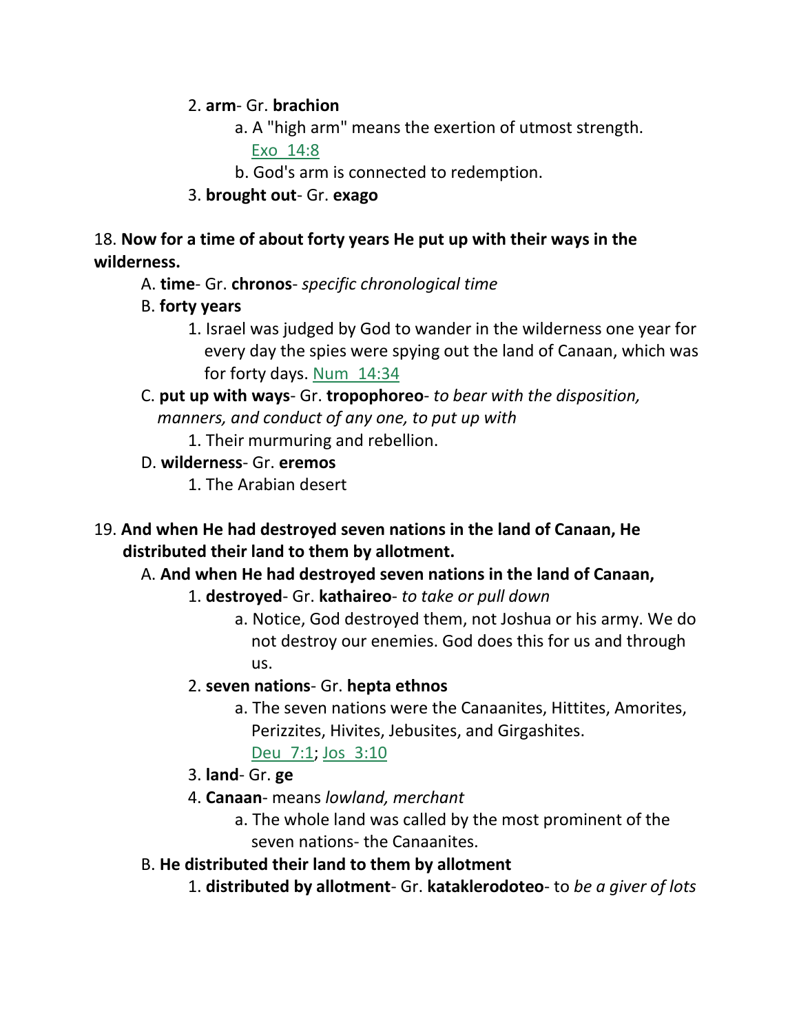2. **arm**- Gr. **brachion**

    a. A "high arm" means the exertion of utmost strength. Exo 14:8

    b. God's arm is connected to redemption.

3. **brought out**- Gr. **exago**

18. **Now for a time of about forty years He put up with their ways in the wilderness.**

A. **time**- Gr. **chronos**- *specific chronological time*

B. **forty years**

1. Israel was judged by God to wander in the wilderness one year for every day the spies were spying out the land of Canaan, which was for forty days. Num 14:34

C. **put up with ways**- Gr. **tropophoreo**- *to bear with the disposition, manners, and conduct of any one, to put up with*

1. Their murmuring and rebellion.

D. **wilderness**- Gr. **eremos**

1. The Arabian desert

19. **And when He had destroyed seven nations in the land of Canaan, He distributed their land to them by allotment.**

A. **And when He had destroyed seven nations in the land of Canaan,**

1. **destroyed**- Gr. **kathaireo**- *to take or pull down*

    a. Notice, God destroyed them, not Joshua or his army. We do not destroy our enemies. God does this for us and through us.

2. **seven nations**- Gr. **hepta ethnos**

    a. The seven nations were the Canaanites, Hittites, Amorites, Perizzites, Hivites, Jebusites, and Girgashites. Deu 7:1; Jos 3:10

3. **land**- Gr. **ge**

4. **Canaan**- means *lowland, merchant*

    a. The whole land was called by the most prominent of the seven nations- the Canaanites.

B. **He distributed their land to them by allotment**

1. **distributed by allotment**- Gr. **kataklerodoteo**- to *be a giver of lots*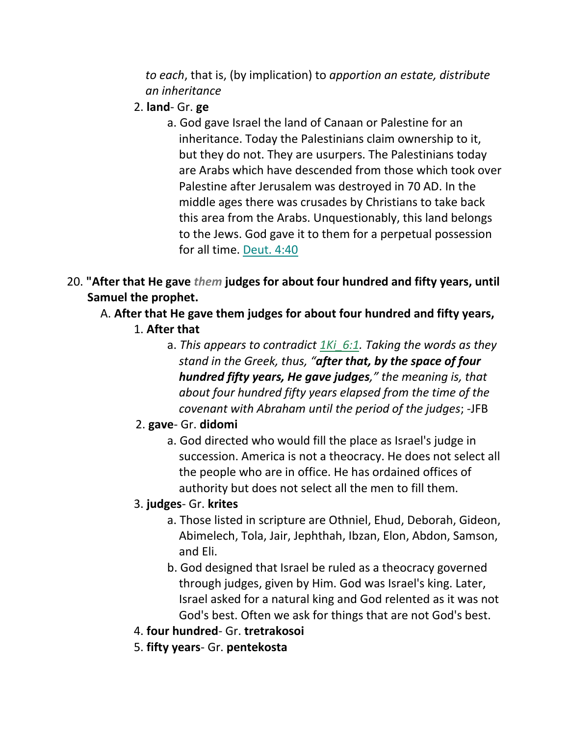*to each*, that is, (by implication) to *apportion an estate, distribute an inheritance*

2. **land**- Gr. **ge**
   a. God gave Israel the land of Canaan or Palestine for an inheritance. Today the Palestinians claim ownership to it, but they do not. They are usurpers. The Palestinians today are Arabs which have descended from those which took over Palestine after Jerusalem was destroyed in 70 AD. In the middle ages there was crusades by Christians to take back this area from the Arabs. Unquestionably, this land belongs to the Jews. God gave it to them for a perpetual possession for all time. Deut. 4:40

20. **"After that He gave *them* judges for about four hundred and fifty years, until Samuel the prophet.**
   A. **After that He gave them judges for about four hundred and fifty years,**
      1. **After that**
         a. *This appears to contradict 1Ki_6:1. Taking the words as they stand in the Greek, thus, "**after that, by the space of four hundred fifty years, He gave judges**," the meaning is, that about four hundred fifty years elapsed from the time of the covenant with Abraham until the period of the judges*; -JFB
      2. **gave**- Gr. **didomi**
         a. God directed who would fill the place as Israel's judge in succession. America is not a theocracy. He does not select all the people who are in office. He has ordained offices of authority but does not select all the men to fill them.
      3. **judges**- Gr. **krites**
         a. Those listed in scripture are Othniel, Ehud, Deborah, Gideon, Abimelech, Tola, Jair, Jephthah, Ibzan, Elon, Abdon, Samson, and Eli.
         b. God designed that Israel be ruled as a theocracy governed through judges, given by Him. God was Israel's king. Later, Israel asked for a natural king and God relented as it was not God's best. Often we ask for things that are not God's best.
      4. **four hundred**- Gr. **tretrakosoi**
      5. **fifty years**- Gr. **pentekosta**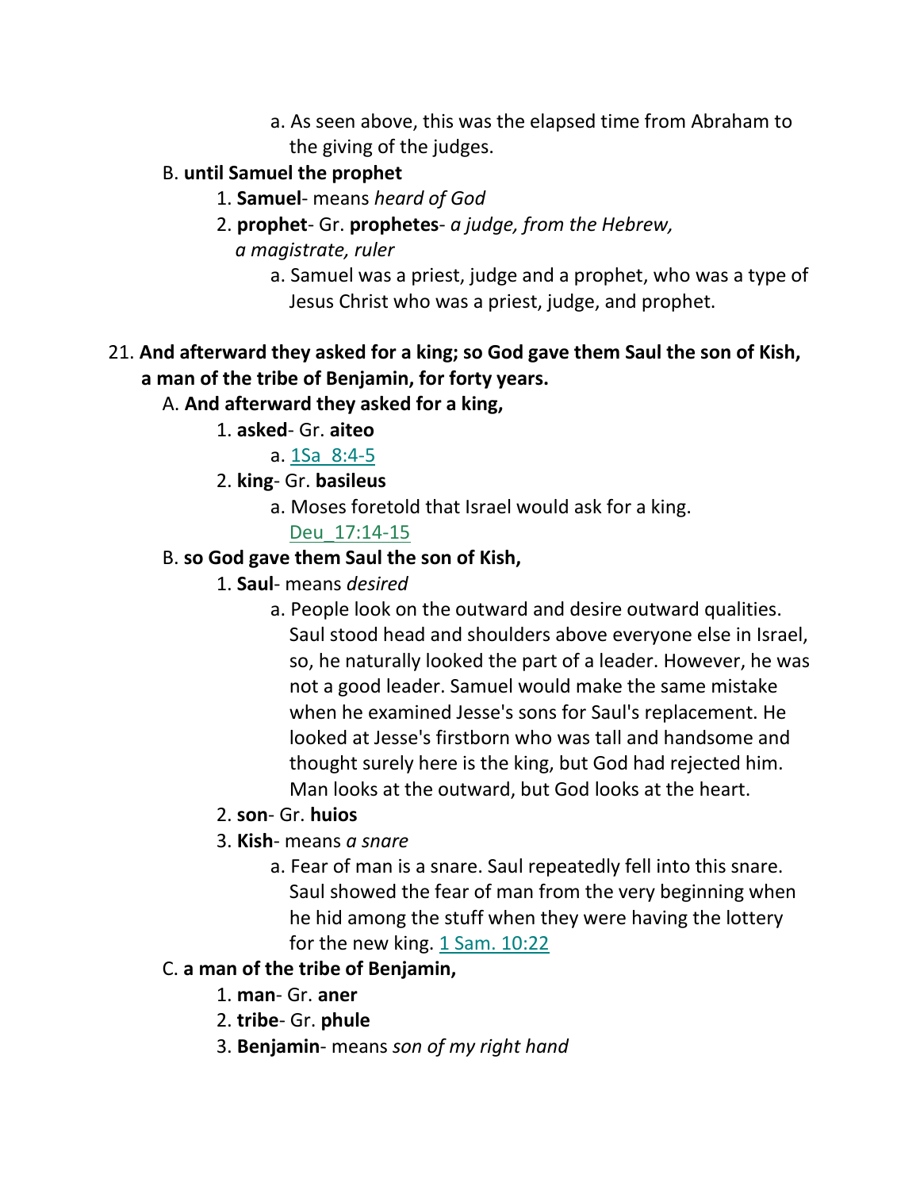a. As seen above, this was the elapsed time from Abraham to the giving of the judges.

B. **until Samuel the prophet**

1. **Samuel**- means *heard of God*
2. **prophet**- Gr. **prophetes**- *a judge, from the Hebrew, a magistrate, ruler*

a. Samuel was a priest, judge and a prophet, who was a type of Jesus Christ who was a priest, judge, and prophet.

21. **And afterward they asked for a king; so God gave them Saul the son of Kish, a man of the tribe of Benjamin, for forty years.**

A. **And afterward they asked for a king,**

1. **asked**- Gr. **aiteo**

a. 1Sa_8:4-5

2. **king**- Gr. **basileus**

a. Moses foretold that Israel would ask for a king. Deu_17:14-15

B. **so God gave them Saul the son of Kish,**

1. **Saul**- means *desired*

a. People look on the outward and desire outward qualities. Saul stood head and shoulders above everyone else in Israel, so, he naturally looked the part of a leader. However, he was not a good leader. Samuel would make the same mistake when he examined Jesse's sons for Saul's replacement. He looked at Jesse's firstborn who was tall and handsome and thought surely here is the king, but God had rejected him. Man looks at the outward, but God looks at the heart.

2. **son**- Gr. **huios**
3. **Kish**- means *a snare*

a. Fear of man is a snare. Saul repeatedly fell into this snare. Saul showed the fear of man from the very beginning when he hid among the stuff when they were having the lottery for the new king. 1 Sam. 10:22

C. **a man of the tribe of Benjamin,**

1. **man**- Gr. **aner**
2. **tribe**- Gr. **phule**
3. **Benjamin**- means *son of my right hand*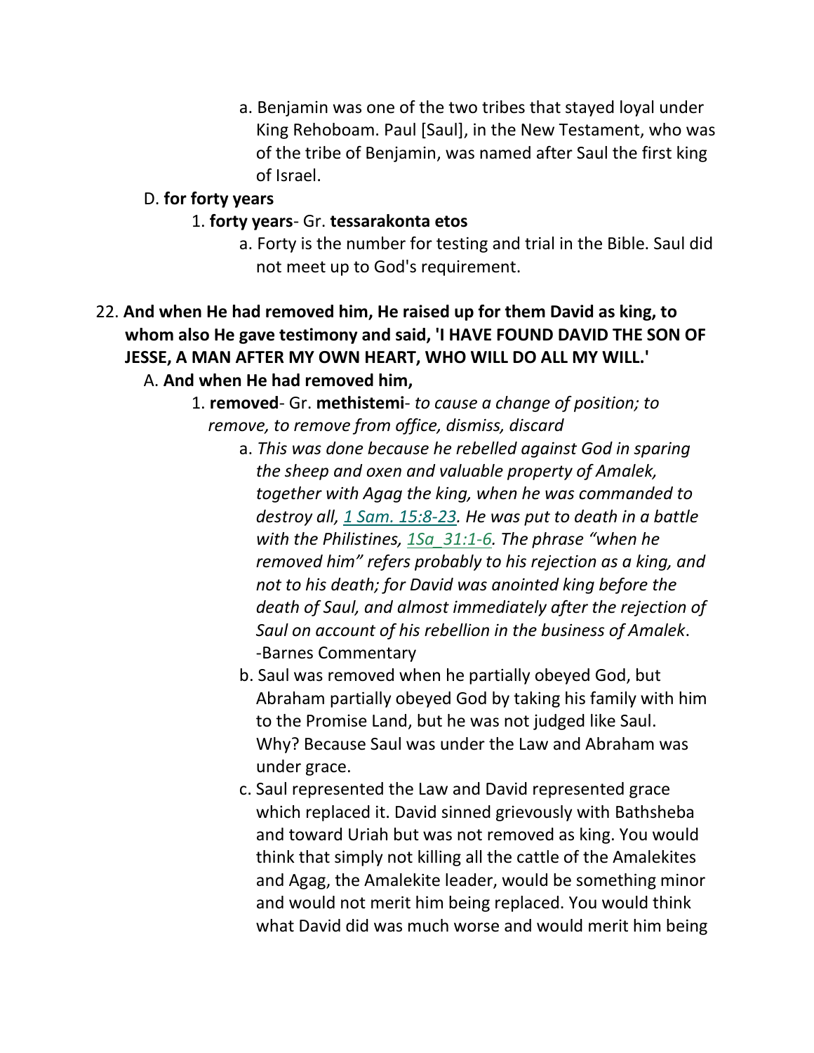a. Benjamin was one of the two tribes that stayed loyal under King Rehoboam. Paul [Saul], in the New Testament, who was of the tribe of Benjamin, was named after Saul the first king of Israel.

D. **for forty years**

1. **forty years**- Gr. **tessarakonta etos**

a. Forty is the number for testing and trial in the Bible. Saul did not meet up to God's requirement.

22. **And when He had removed him, He raised up for them David as king, to whom also He gave testimony and said, 'I HAVE FOUND DAVID THE SON OF JESSE, A MAN AFTER MY OWN HEART, WHO WILL DO ALL MY WILL.'**

A. **And when He had removed him,**

1. **removed**- Gr. **methistemi**- *to cause a change of position; to remove, to remove from office, dismiss, discard*

a. *This was done because he rebelled against God in sparing the sheep and oxen and valuable property of Amalek, together with Agag the king, when he was commanded to destroy all, 1 Sam. 15:8-23. He was put to death in a battle with the Philistines, 1Sa_31:1-6. The phrase "when he removed him" refers probably to his rejection as a king, and not to his death; for David was anointed king before the death of Saul, and almost immediately after the rejection of Saul on account of his rebellion in the business of Amalek*. -Barnes Commentary

b. Saul was removed when he partially obeyed God, but Abraham partially obeyed God by taking his family with him to the Promise Land, but he was not judged like Saul. Why? Because Saul was under the Law and Abraham was under grace.

c. Saul represented the Law and David represented grace which replaced it. David sinned grievously with Bathsheba and toward Uriah but was not removed as king. You would think that simply not killing all the cattle of the Amalekites and Agag, the Amalekite leader, would be something minor and would not merit him being replaced. You would think what David did was much worse and would merit him being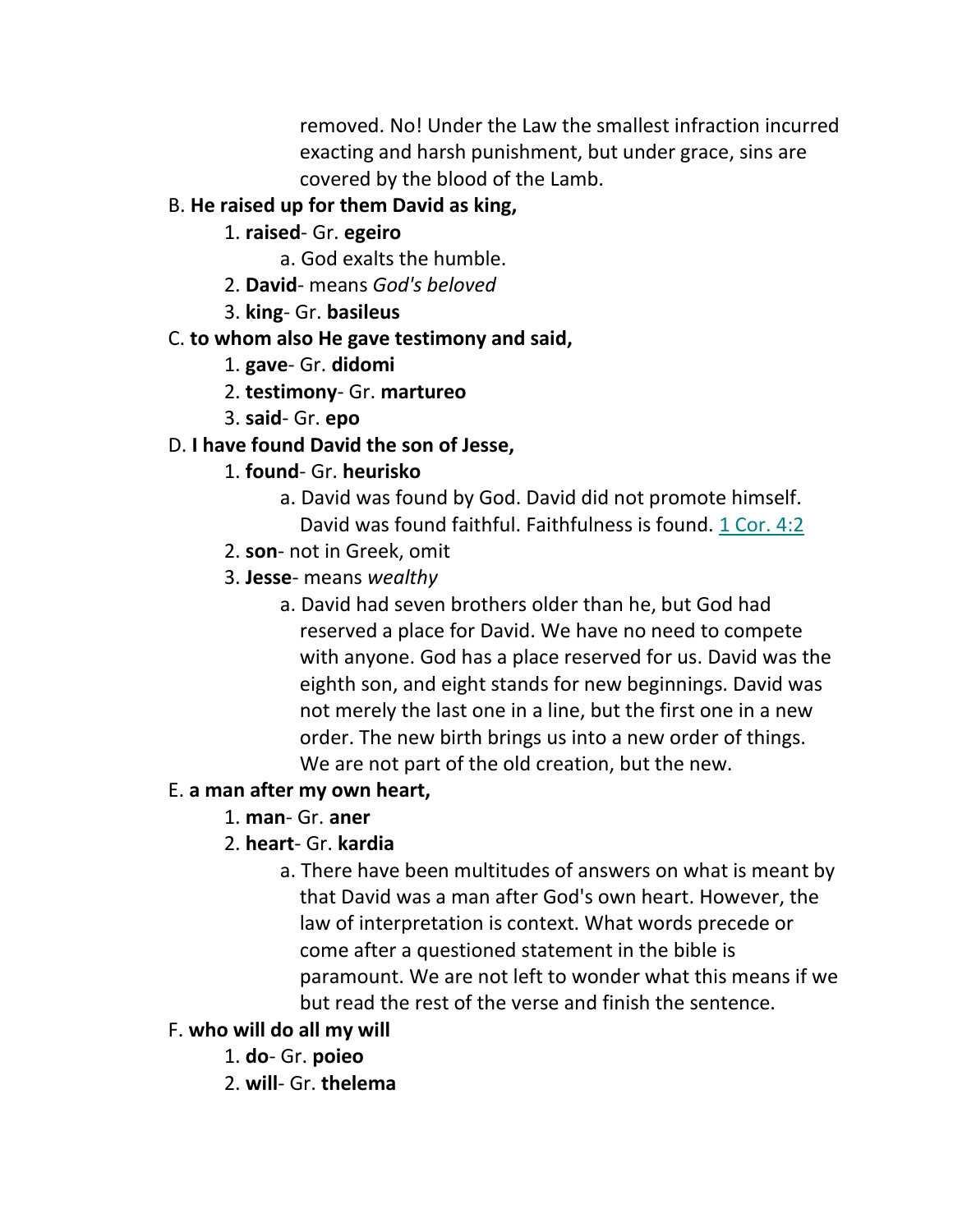removed. No! Under the Law the smallest infraction incurred exacting and harsh punishment, but under grace, sins are covered by the blood of the Lamb.

B. **He raised up for them David as king,**

1. **raised**- Gr. **egeiro**
   a. God exalts the humble.
2. **David**- means *God's beloved*
3. **king**- Gr. **basileus**

C. **to whom also He gave testimony and said,**

1. **gave**- Gr. **didomi**
2. **testimony**- Gr. **martureo**
3. **said**- Gr. **epo**

D. **I have found David the son of Jesse,**

1. **found**- Gr. **heurisko**
   a. David was found by God. David did not promote himself. David was found faithful. Faithfulness is found. 1 Cor. 4:2
2. **son**- not in Greek, omit
3. **Jesse**- means *wealthy*
   a. David had seven brothers older than he, but God had reserved a place for David. We have no need to compete with anyone. God has a place reserved for us. David was the eighth son, and eight stands for new beginnings. David was not merely the last one in a line, but the first one in a new order. The new birth brings us into a new order of things. We are not part of the old creation, but the new.

E. **a man after my own heart,**

1. **man**- Gr. **aner**
2. **heart**- Gr. **kardia**
   a. There have been multitudes of answers on what is meant by that David was a man after God's own heart. However, the law of interpretation is context. What words precede or come after a questioned statement in the bible is paramount. We are not left to wonder what this means if we but read the rest of the verse and finish the sentence.

F. **who will do all my will**

1. **do**- Gr. **poieo**
2. **will**- Gr. **thelema**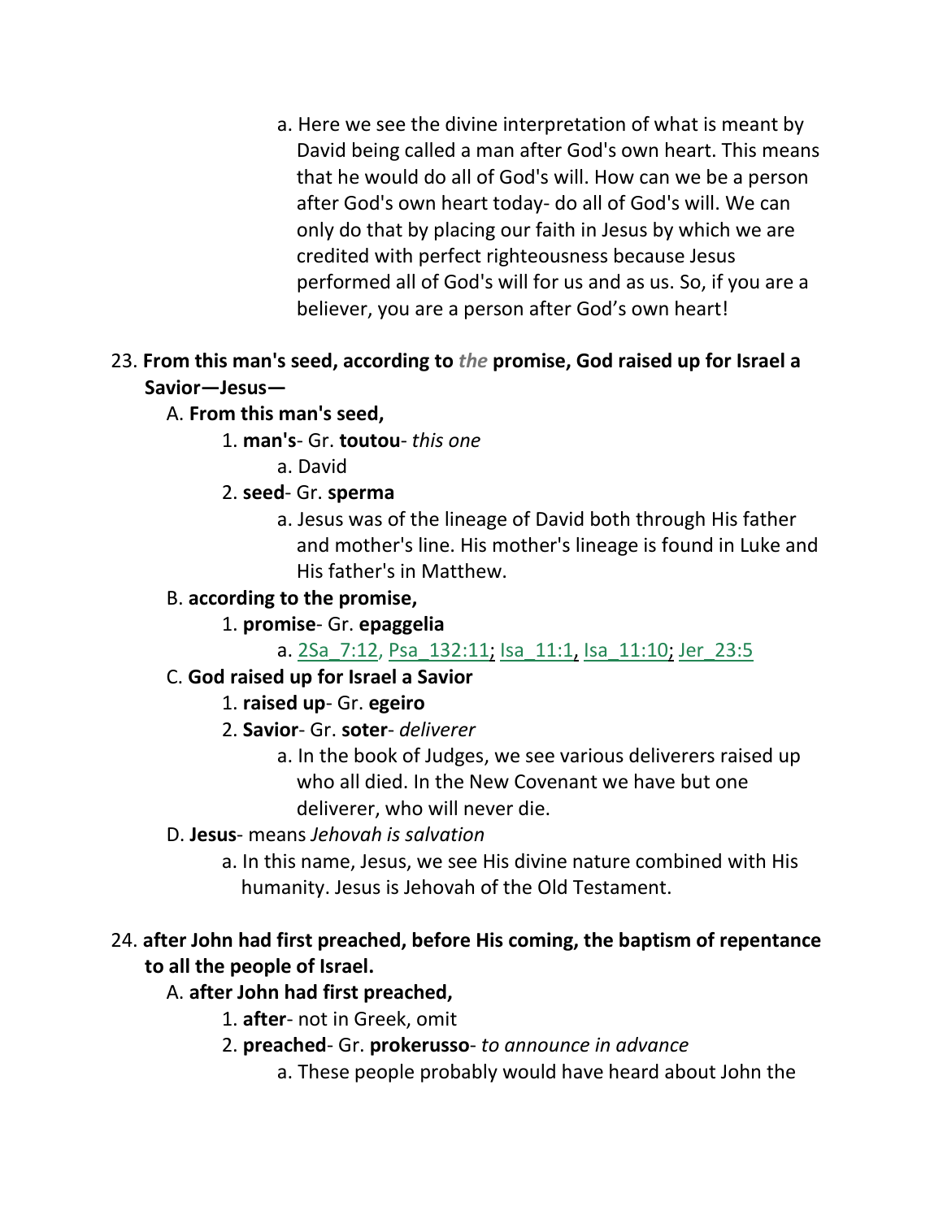a. Here we see the divine interpretation of what is meant by David being called a man after God's own heart. This means that he would do all of God's will. How can we be a person after God's own heart today- do all of God's will. We can only do that by placing our faith in Jesus by which we are credited with perfect righteousness because Jesus performed all of God's will for us and as us. So, if you are a believer, you are a person after God's own heart!

23. **From this man's seed, according to *the* promise, God raised up for Israel a Savior—Jesus—**

A. **From this man's seed,**

1. **man's**- Gr. **toutou**- *this one*

a. David

2. **seed**- Gr. **sperma**

a. Jesus was of the lineage of David both through His father and mother's line. His mother's lineage is found in Luke and His father's in Matthew.

B. **according to the promise,**

1. **promise**- Gr. **epaggelia**

a. 2Sa_7:12, Psa_132:11; Isa_11:1, Isa_11:10; Jer_23:5

C. **God raised up for Israel a Savior**

1. **raised up**- Gr. **egeiro**

2. **Savior**- Gr. **soter**- *deliverer*

a. In the book of Judges, we see various deliverers raised up who all died. In the New Covenant we have but one deliverer, who will never die.

D. **Jesus**- means *Jehovah is salvation*

a. In this name, Jesus, we see His divine nature combined with His humanity. Jesus is Jehovah of the Old Testament.

24. **after John had first preached, before His coming, the baptism of repentance to all the people of Israel.**

A. **after John had first preached,**

1. **after**- not in Greek, omit

2. **preached**- Gr. **prokerusso**- *to announce in advance*

a. These people probably would have heard about John the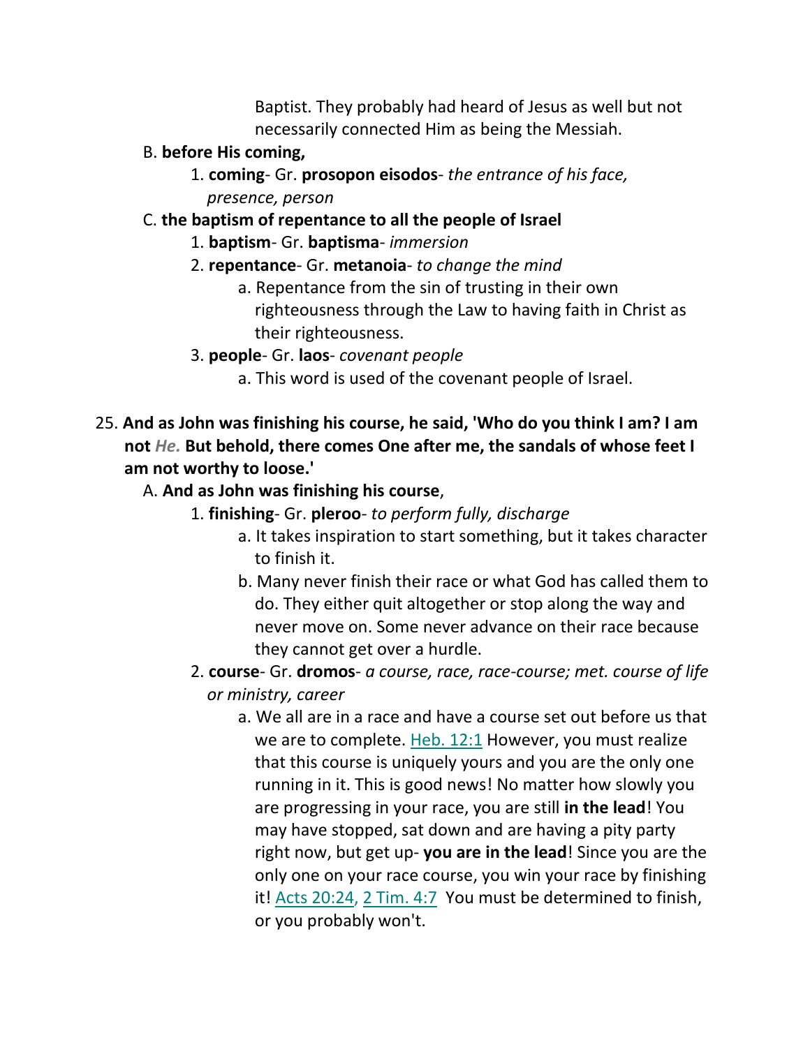Baptist. They probably had heard of Jesus as well but not necessarily connected Him as being the Messiah.

B. **before His coming,**

1. **coming**- Gr. **prosopon eisodos**- *the entrance of his face, presence, person*

C. **the baptism of repentance to all the people of Israel**

1. **baptism**- Gr. **baptisma**- *immersion*
2. **repentance**- Gr. **metanoia**- *to change the mind*
    a. Repentance from the sin of trusting in their own righteousness through the Law to having faith in Christ as their righteousness.
3. **people**- Gr. **laos**- *covenant people*
    a. This word is used of the covenant people of Israel.

25. **And as John was finishing his course, he said, 'Who do you think I am? I am not *He.* But behold, there comes One after me, the sandals of whose feet I am not worthy to loose.'**

A. **And as John was finishing his course**,

1. **finishing**- Gr. **pleroo**- *to perform fully, discharge*
    a. It takes inspiration to start something, but it takes character to finish it.
    b. Many never finish their race or what God has called them to do. They either quit altogether or stop along the way and never move on. Some never advance on their race because they cannot get over a hurdle.
2. **course**- Gr. **dromos**- *a course, race, race-course; met. course of life or ministry, career*
    a. We all are in a race and have a course set out before us that we are to complete. Heb. 12:1 However, you must realize that this course is uniquely yours and you are the only one running in it. This is good news! No matter how slowly you are progressing in your race, you are still **in the lead**! You may have stopped, sat down and are having a pity party right now, but get up- **you are in the lead**! Since you are the only one on your race course, you win your race by finishing it! Acts 20:24, 2 Tim. 4:7 You must be determined to finish, or you probably won't.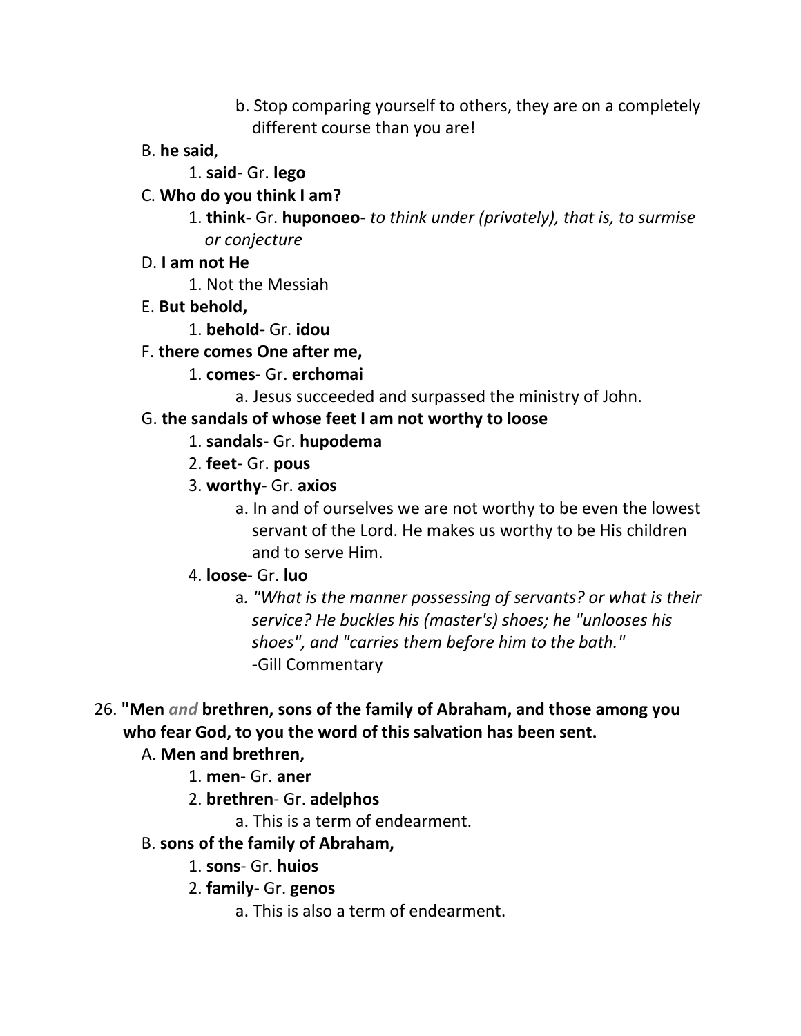b. Stop comparing yourself to others, they are on a completely different course than you are!

    B. **he said**,

        1. **said**- Gr. **lego**

    C. **Who do you think I am?**

        1. **think**- Gr. **huponoeo**- *to think under (privately), that is, to surmise or conjecture*

    D. **I am not He**

        1. Not the Messiah

    E. **But behold,**

        1. **behold**- Gr. **idou**

    F. **there comes One after me,**

        1. **comes**- Gr. **erchomai**

            a. Jesus succeeded and surpassed the ministry of John.

    G. **the sandals of whose feet I am not worthy to loose**

        1. **sandals**- Gr. **hupodema**

        2. **feet**- Gr. **pous**

        3. **worthy**- Gr. **axios**

            a. In and of ourselves we are not worthy to be even the lowest servant of the Lord. He makes us worthy to be His children and to serve Him.

        4. **loose**- Gr. **luo**

            a. *"What is the manner possessing of servants? or what is their service? He buckles his (master's) shoes; he "unlooses his shoes", and "carries them before him to the bath."*
            -Gill Commentary

26. **"Men *and* brethren, sons of the family of Abraham, and those among you who fear God, to you the word of this salvation has been sent.**

    A. **Men and brethren,**

        1. **men**- Gr. **aner**

        2. **brethren**- Gr. **adelphos**

            a. This is a term of endearment.

    B. **sons of the family of Abraham,**

        1. **sons**- Gr. **huios**

        2. **family**- Gr. **genos**

            a. This is also a term of endearment.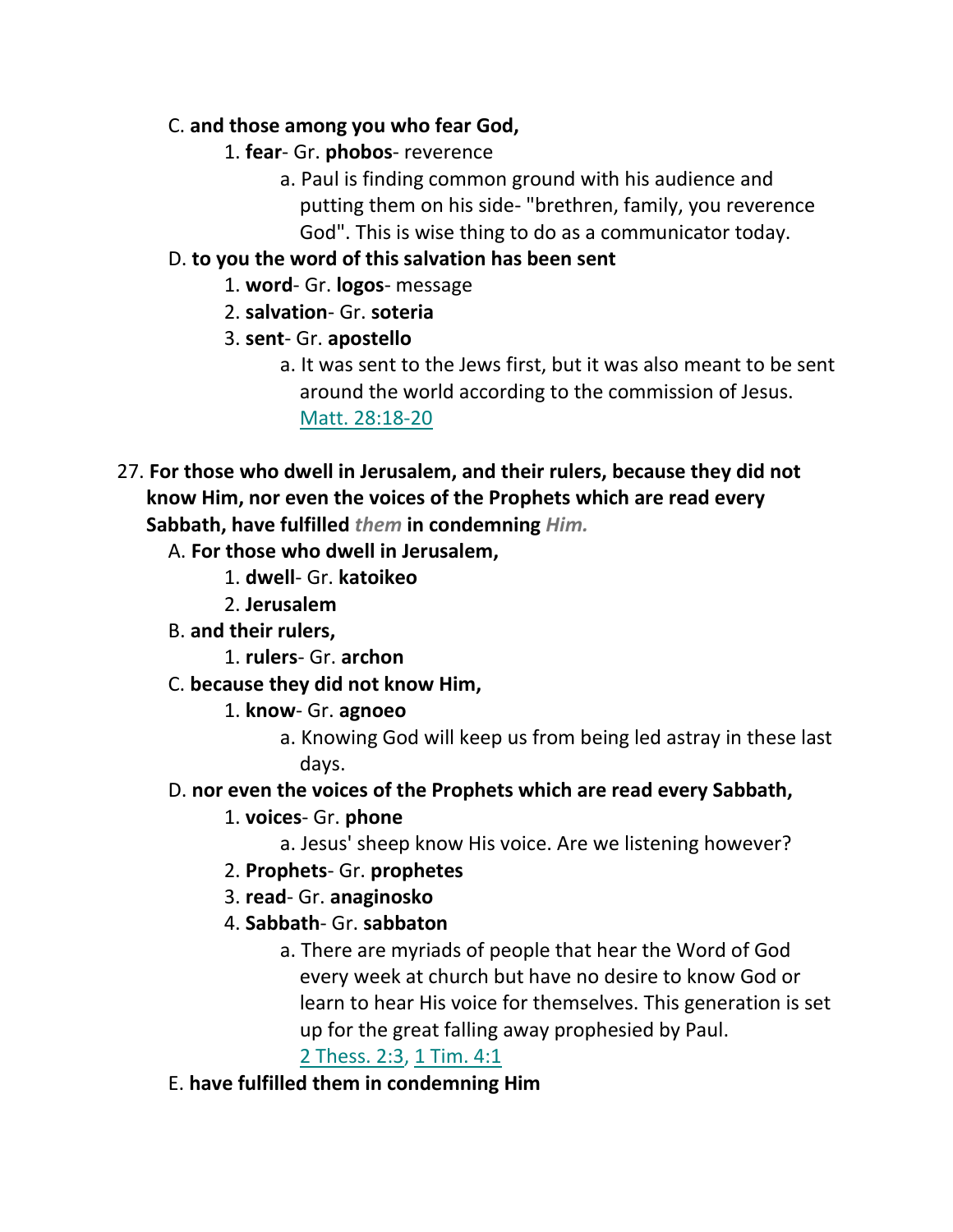C. **and those among you who fear God,**

1. **fear**- Gr. **phobos**- reverence

    a. Paul is finding common ground with his audience and putting them on his side- "brethren, family, you reverence God". This is wise thing to do as a communicator today.

D. **to you the word of this salvation has been sent**

1. **word**- Gr. **logos**- message
2. **salvation**- Gr. **soteria**
3. **sent**- Gr. **apostello**

    a. It was sent to the Jews first, but it was also meant to be sent around the world according to the commission of Jesus. Matt. 28:18-20

27. **For those who dwell in Jerusalem, and their rulers, because they did not know Him, nor even the voices of the Prophets which are read every Sabbath, have fulfilled** ***them*** **in condemning** ***Him.***

A. **For those who dwell in Jerusalem,**

1. **dwell**- Gr. **katoikeo**
2. **Jerusalem**

B. **and their rulers,**

1. **rulers**- Gr. **archon**

C. **because they did not know Him,**

1. **know**- Gr. **agnoeo**

    a. Knowing God will keep us from being led astray in these last days.

D. **nor even the voices of the Prophets which are read every Sabbath,**

1. **voices**- Gr. **phone**

    a. Jesus' sheep know His voice. Are we listening however?

2. **Prophets**- Gr. **prophetes**
3. **read**- Gr. **anaginosko**
4. **Sabbath**- Gr. **sabbaton**

    a. There are myriads of people that hear the Word of God every week at church but have no desire to know God or learn to hear His voice for themselves. This generation is set up for the great falling away prophesied by Paul. 2 Thess. 2:3, 1 Tim. 4:1

E. **have fulfilled them in condemning Him**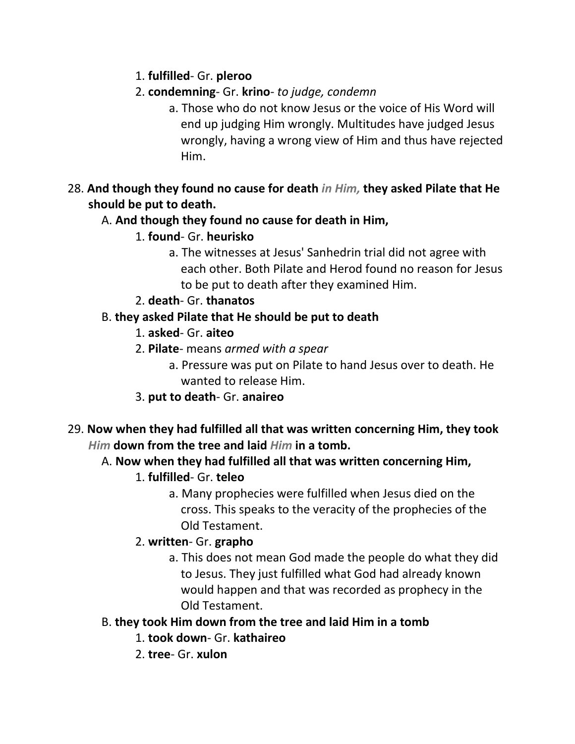1. **fulfilled**- Gr. **pleroo**
2. **condemning**- Gr. **krino**- *to judge, condemn*
    a. Those who do not know Jesus or the voice of His Word will end up judging Him wrongly. Multitudes have judged Jesus wrongly, having a wrong view of Him and thus have rejected Him.

28. **And though they found no cause for death *in Him,* they asked Pilate that He should be put to death.**
    A. **And though they found no cause for death in Him,**
        1. **found**- Gr. **heurisko**
            a. The witnesses at Jesus' Sanhedrin trial did not agree with each other. Both Pilate and Herod found no reason for Jesus to be put to death after they examined Him.
        2. **death**- Gr. **thanatos**
    B. **they asked Pilate that He should be put to death**
        1. **asked**- Gr. **aiteo**
        2. **Pilate**- means *armed with a spear*
            a. Pressure was put on Pilate to hand Jesus over to death. He wanted to release Him.
        3. **put to death**- Gr. **anaireo**

29. **Now when they had fulfilled all that was written concerning Him, they took *Him* down from the tree and laid *Him* in a tomb.**
    A. **Now when they had fulfilled all that was written concerning Him,**
        1. **fulfilled**- Gr. **teleo**
            a. Many prophecies were fulfilled when Jesus died on the cross. This speaks to the veracity of the prophecies of the Old Testament.
        2. **written**- Gr. **grapho**
            a. This does not mean God made the people do what they did to Jesus. They just fulfilled what God had already known would happen and that was recorded as prophecy in the Old Testament.
    B. **they took Him down from the tree and laid Him in a tomb**
        1. **took down**- Gr. **kathaireo**
        2. **tree**- Gr. **xulon**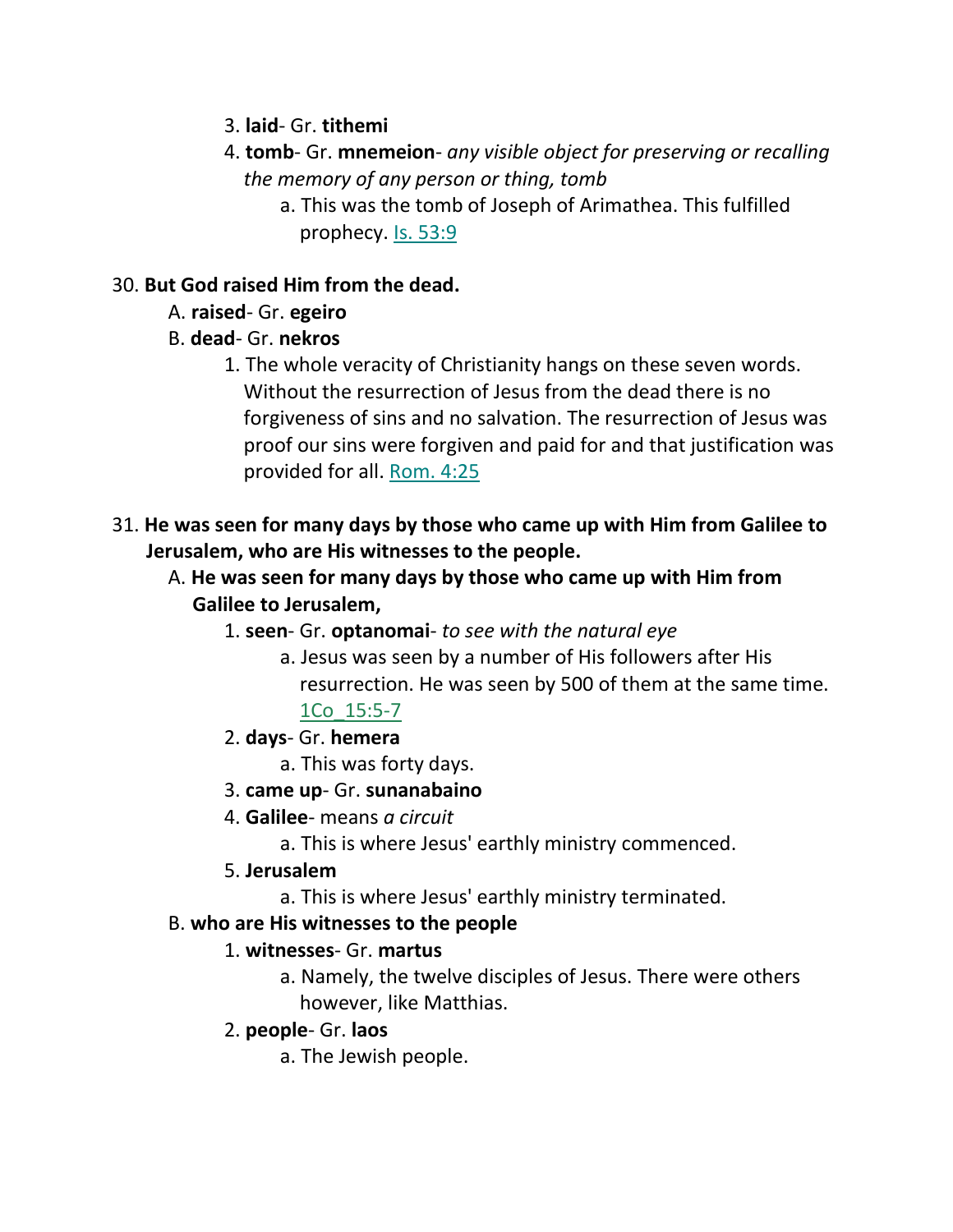3. **laid**- Gr. **tithemi**
4. **tomb**- Gr. **mnemeion**- *any visible object for preserving or recalling the memory of any person or thing, tomb*
    a. This was the tomb of Joseph of Arimathea. This fulfilled prophecy. Is. 53:9

30. **But God raised Him from the dead.**

A. **raised**- Gr. **egeiro**

B. **dead**- Gr. **nekros**

1. The whole veracity of Christianity hangs on these seven words. Without the resurrection of Jesus from the dead there is no forgiveness of sins and no salvation. The resurrection of Jesus was proof our sins were forgiven and paid for and that justification was provided for all. Rom. 4:25

31. **He was seen for many days by those who came up with Him from Galilee to Jerusalem, who are His witnesses to the people.**

A. **He was seen for many days by those who came up with Him from Galilee to Jerusalem,**

1. **seen**- Gr. **optanomai**- *to see with the natural eye*
    a. Jesus was seen by a number of His followers after His resurrection. He was seen by 500 of them at the same time. 1Co_15:5-7
2. **days**- Gr. **hemera**
    a. This was forty days.
3. **came up**- Gr. **sunanabaino**
4. **Galilee**- means *a circuit*
    a. This is where Jesus' earthly ministry commenced.
5. **Jerusalem**
    a. This is where Jesus' earthly ministry terminated.

B. **who are His witnesses to the people**

1. **witnesses**- Gr. **martus**
    a. Namely, the twelve disciples of Jesus. There were others however, like Matthias.
2. **people**- Gr. **laos**
    a. The Jewish people.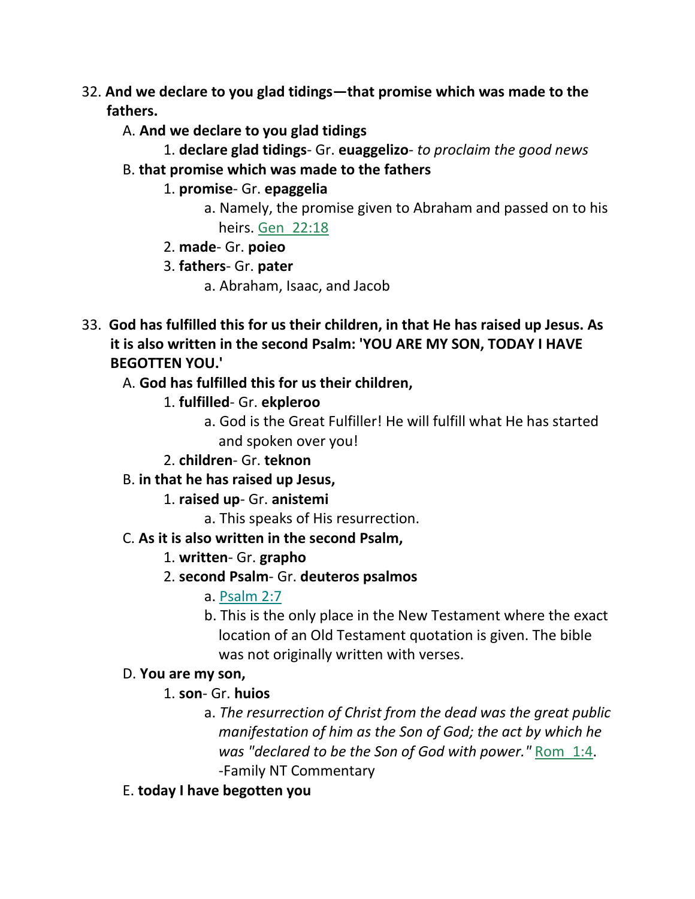32. **And we declare to you glad tidings—that promise which was made to the fathers.**
    - A. **And we declare to you glad tidings**
        1. **declare glad tidings**- Gr. **euaggelizo**- *to proclaim the good news*
    - B. **that promise which was made to the fathers**
        1. **promise**- Gr. **epaggelia**
            - a. Namely, the promise given to Abraham and passed on to his heirs. Gen 22:18
        2. **made**- Gr. **poieo**
        3. **fathers**- Gr. **pater**
            - a. Abraham, Isaac, and Jacob

33. **God has fulfilled this for us their children, in that He has raised up Jesus. As it is also written in the second Psalm: 'YOU ARE MY SON, TODAY I HAVE BEGOTTEN YOU.'**
    - A. **God has fulfilled this for us their children,**
        1. **fulfilled**- Gr. **ekpleroo**
            - a. God is the Great Fulfiller! He will fulfill what He has started and spoken over you!
        2. **children**- Gr. **teknon**
    - B. **in that he has raised up Jesus,**
        1. **raised up**- Gr. **anistemi**
            - a. This speaks of His resurrection.
    - C. **As it is also written in the second Psalm,**
        1. **written**- Gr. **grapho**
        2. **second Psalm**- Gr. **deuteros psalmos**
            - a. Psalm 2:7
            - b. This is the only place in the New Testament where the exact location of an Old Testament quotation is given. The bible was not originally written with verses.
    - D. **You are my son,**
        1. **son**- Gr. **huios**
            - a. *The resurrection of Christ from the dead was the great public manifestation of him as the Son of God; the act by which he was "declared to be the Son of God with power."* Rom 1:4. -Family NT Commentary
    - E. **today I have begotten you**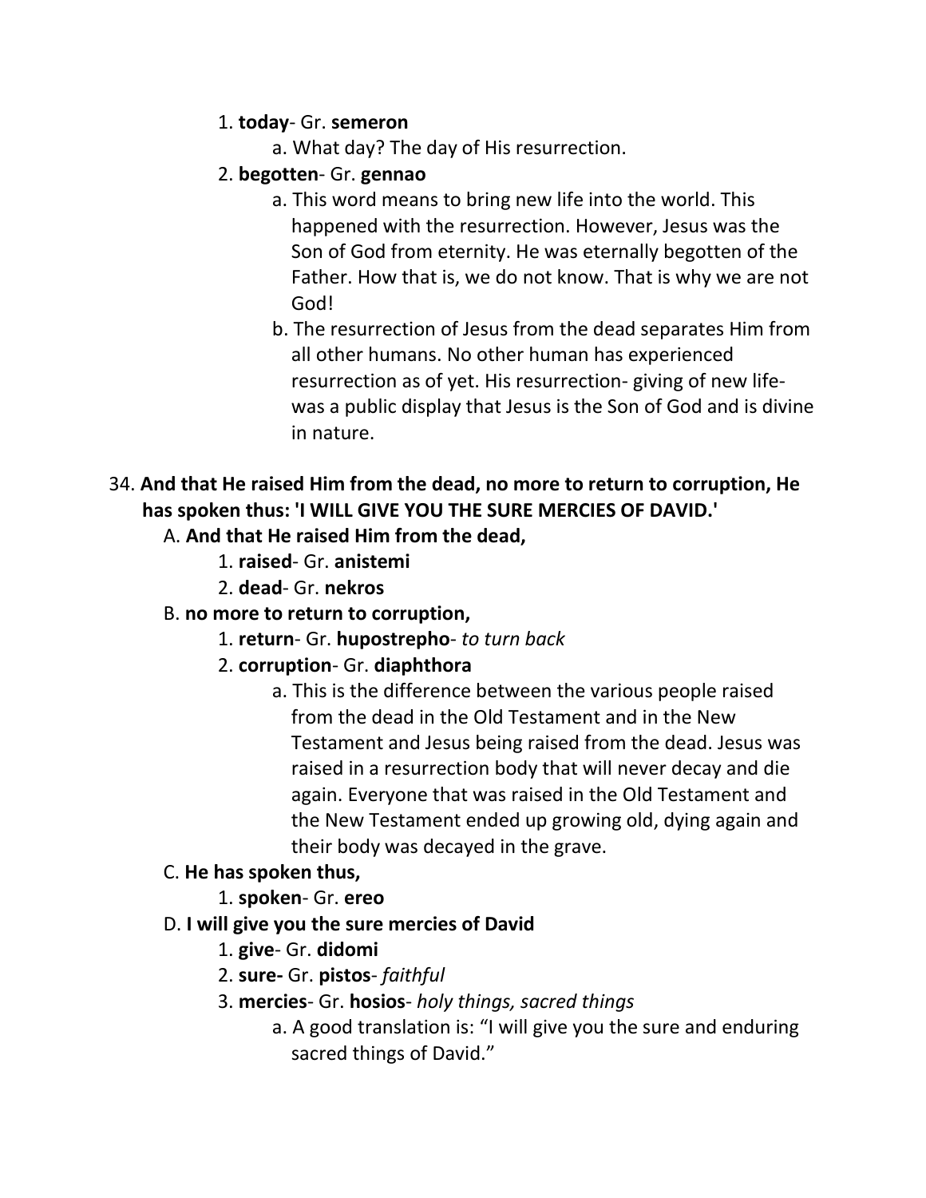1. **today**- Gr. **semeron**
    a. What day? The day of His resurrection.
2. **begotten**- Gr. **gennao**
    a. This word means to bring new life into the world. This happened with the resurrection. However, Jesus was the Son of God from eternity. He was eternally begotten of the Father. How that is, we do not know. That is why we are not God!
    b. The resurrection of Jesus from the dead separates Him from all other humans. No other human has experienced resurrection as of yet. His resurrection- giving of new life- was a public display that Jesus is the Son of God and is divine in nature.

34. **And that He raised Him from the dead, no more to return to corruption, He has spoken thus: 'I WILL GIVE YOU THE SURE MERCIES OF DAVID.'**

A. **And that He raised Him from the dead,**
1. **raised**- Gr. **anistemi**
2. **dead**- Gr. **nekros**

B. **no more to return to corruption,**
1. **return**- Gr. **hupostrepho**- *to turn back*
2. **corruption**- Gr. **diaphthora**
    a. This is the difference between the various people raised from the dead in the Old Testament and in the New Testament and Jesus being raised from the dead. Jesus was raised in a resurrection body that will never decay and die again. Everyone that was raised in the Old Testament and the New Testament ended up growing old, dying again and their body was decayed in the grave.

C. **He has spoken thus,**
1. **spoken**- Gr. **ereo**

D. **I will give you the sure mercies of David**
1. **give**- Gr. **didomi**
2. **sure-** Gr. **pistos**- *faithful*
3. **mercies**- Gr. **hosios**- *holy things, sacred things*
    a. A good translation is: "I will give you the sure and enduring sacred things of David."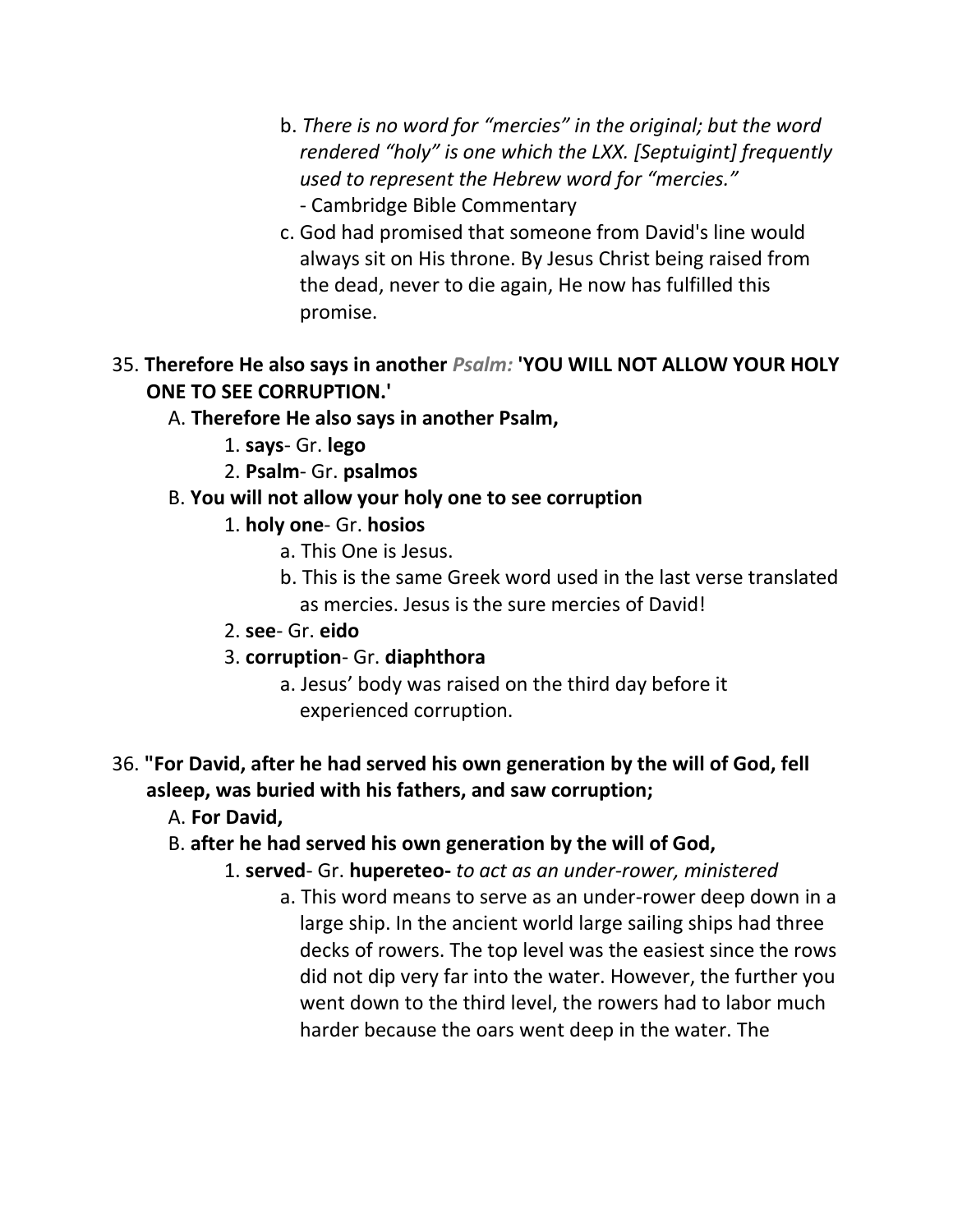b. *There is no word for "mercies" in the original; but the word rendered "holy" is one which the LXX. [Septuigint] frequently used to represent the Hebrew word for "mercies."*
   - Cambridge Bible Commentary

c. God had promised that someone from David's line would always sit on His throne. By Jesus Christ being raised from the dead, never to die again, He now has fulfilled this promise.

35. **Therefore He also says in another** ***Psalm:*** **'YOU WILL NOT ALLOW YOUR HOLY ONE TO SEE CORRUPTION.'**

   A. **Therefore He also says in another Psalm,**

      1. **says**- Gr. **lego**
      2. **Psalm**- Gr. **psalmos**

   B. **You will not allow your holy one to see corruption**

      1. **holy one**- Gr. **hosios**
         a. This One is Jesus.
         b. This is the same Greek word used in the last verse translated as mercies. Jesus is the sure mercies of David!
      2. **see**- Gr. **eido**
      3. **corruption**- Gr. **diaphthora**
         a. Jesus' body was raised on the third day before it experienced corruption.

36. **"For David, after he had served his own generation by the will of God, fell asleep, was buried with his fathers, and saw corruption;**

   A. **For David,**

   B. **after he had served his own generation by the will of God,**

      1. **served**- Gr. **hupereteo-** *to act as an under-rower, ministered*
         a. This word means to serve as an under-rower deep down in a large ship. In the ancient world large sailing ships had three decks of rowers. The top level was the easiest since the rows did not dip very far into the water. However, the further you went down to the third level, the rowers had to labor much harder because the oars went deep in the water. The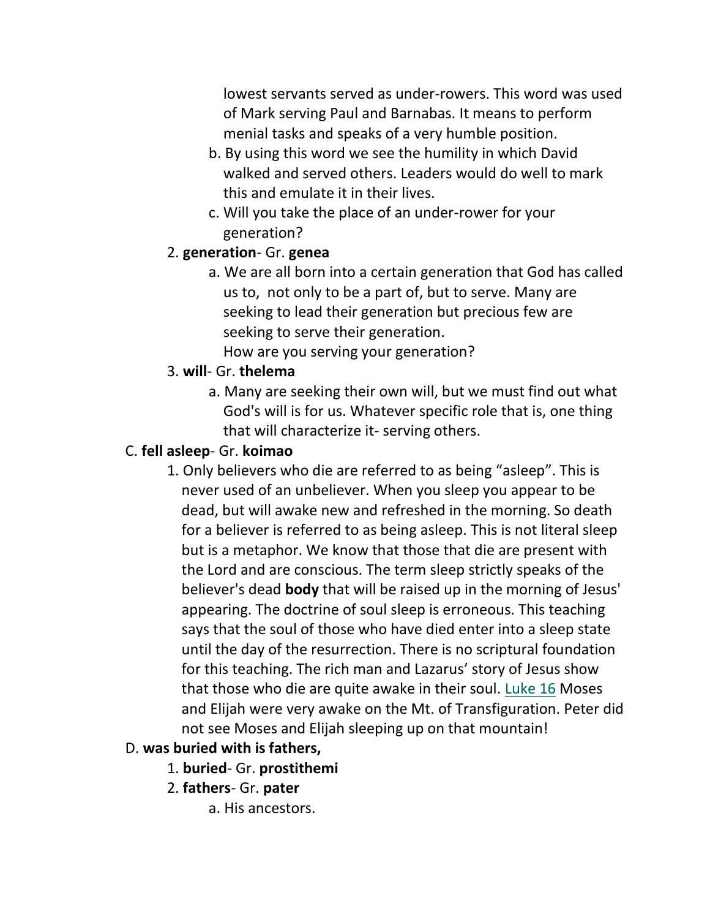lowest servants served as under-rowers. This word was used of Mark serving Paul and Barnabas. It means to perform menial tasks and speaks of a very humble position.

b. By using this word we see the humility in which David walked and served others. Leaders would do well to mark this and emulate it in their lives.

c. Will you take the place of an under-rower for your generation?

2. **generation**- Gr. **genea**

    a. We are all born into a certain generation that God has called us to, not only to be a part of, but to serve. Many are seeking to lead their generation but precious few are seeking to serve their generation.
    How are you serving your generation?

3. **will**- Gr. **thelema**

    a. Many are seeking their own will, but we must find out what God's will is for us. Whatever specific role that is, one thing that will characterize it- serving others.

C. **fell asleep**- Gr. **koimao**

1. Only believers who die are referred to as being "asleep". This is never used of an unbeliever. When you sleep you appear to be dead, but will awake new and refreshed in the morning. So death for a believer is referred to as being asleep. This is not literal sleep but is a metaphor. We know that those that die are present with the Lord and are conscious. The term sleep strictly speaks of the believer's dead **body** that will be raised up in the morning of Jesus' appearing. The doctrine of soul sleep is erroneous. This teaching says that the soul of those who have died enter into a sleep state until the day of the resurrection. There is no scriptural foundation for this teaching. The rich man and Lazarus' story of Jesus show that those who die are quite awake in their soul. Luke 16 Moses and Elijah were very awake on the Mt. of Transfiguration. Peter did not see Moses and Elijah sleeping up on that mountain!

D. **was buried with is fathers,**

1. **buried**- Gr. **prostithemi**
2. **fathers**- Gr. **pater**

    a. His ancestors.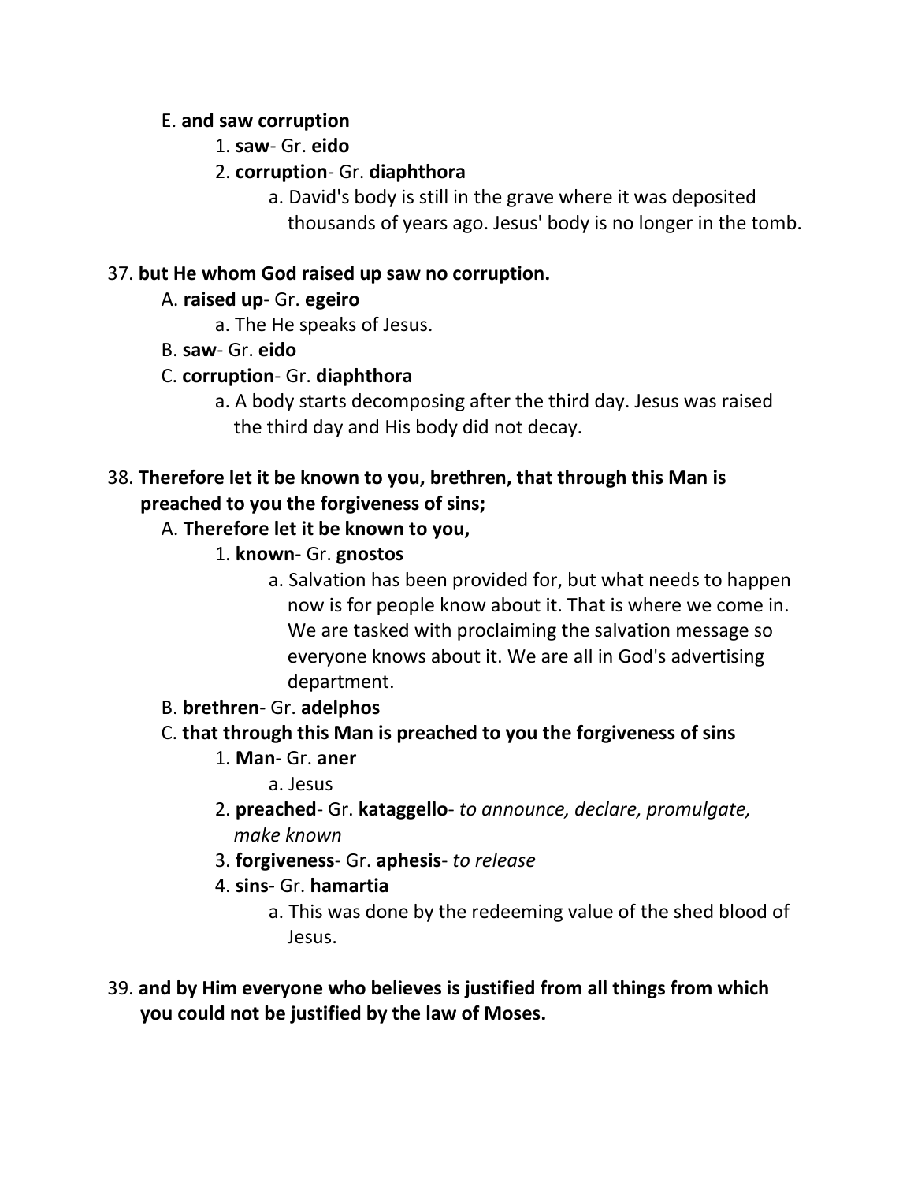E. **and saw corruption**

1. **saw**- Gr. **eido**
2. **corruption**- Gr. **diaphthora**
    a. David's body is still in the grave where it was deposited thousands of years ago. Jesus' body is no longer in the tomb.

37. **but He whom God raised up saw no corruption.**

A. **raised up**- Gr. **egeiro**
    a. The He speaks of Jesus.

B. **saw**- Gr. **eido**

C. **corruption**- Gr. **diaphthora**
    a. A body starts decomposing after the third day. Jesus was raised the third day and His body did not decay.

38. **Therefore let it be known to you, brethren, that through this Man is preached to you the forgiveness of sins;**

A. **Therefore let it be known to you,**

1. **known**- Gr. **gnostos**
    a. Salvation has been provided for, but what needs to happen now is for people know about it. That is where we come in. We are tasked with proclaiming the salvation message so everyone knows about it. We are all in God's advertising department.

B. **brethren**- Gr. **adelphos**

C. **that through this Man is preached to you the forgiveness of sins**

1. **Man**- Gr. **aner**
    a. Jesus
2. **preached**- Gr. **kataggello**- *to announce, declare, promulgate, make known*
3. **forgiveness**- Gr. **aphesis**- *to release*
4. **sins**- Gr. **hamartia**
    a. This was done by the redeeming value of the shed blood of Jesus.

39. **and by Him everyone who believes is justified from all things from which you could not be justified by the law of Moses.**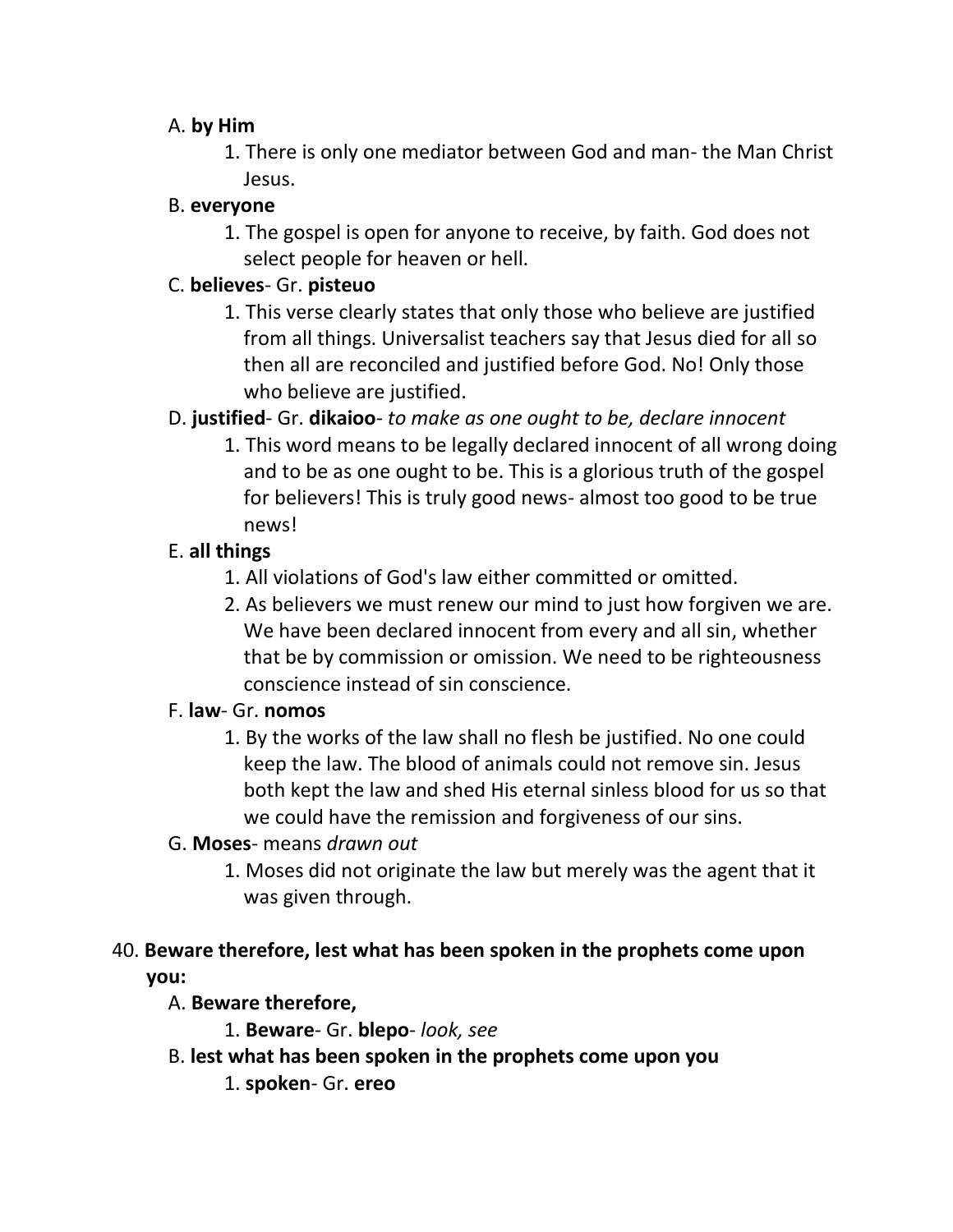A. **by Him**

1. There is only one mediator between God and man- the Man Christ Jesus.

B. **everyone**

1. The gospel is open for anyone to receive, by faith. God does not select people for heaven or hell.

C. **believes**- Gr. **pisteuo**

1. This verse clearly states that only those who believe are justified from all things. Universalist teachers say that Jesus died for all so then all are reconciled and justified before God. No! Only those who believe are justified.

D. **justified**- Gr. **dikaioo**- *to make as one ought to be, declare innocent*

1. This word means to be legally declared innocent of all wrong doing and to be as one ought to be. This is a glorious truth of the gospel for believers! This is truly good news- almost too good to be true news!

E. **all things**

1. All violations of God's law either committed or omitted.
2. As believers we must renew our mind to just how forgiven we are. We have been declared innocent from every and all sin, whether that be by commission or omission. We need to be righteousness conscience instead of sin conscience.

F. **law**- Gr. **nomos**

1. By the works of the law shall no flesh be justified. No one could keep the law. The blood of animals could not remove sin. Jesus both kept the law and shed His eternal sinless blood for us so that we could have the remission and forgiveness of our sins.

G. **Moses**- means *drawn out*

1. Moses did not originate the law but merely was the agent that it was given through.

40. **Beware therefore, lest what has been spoken in the prophets come upon you:**

A. **Beware therefore,**

1. **Beware**- Gr. **blepo**- *look, see*

B. **lest what has been spoken in the prophets come upon you**

1. **spoken**- Gr. **ereo**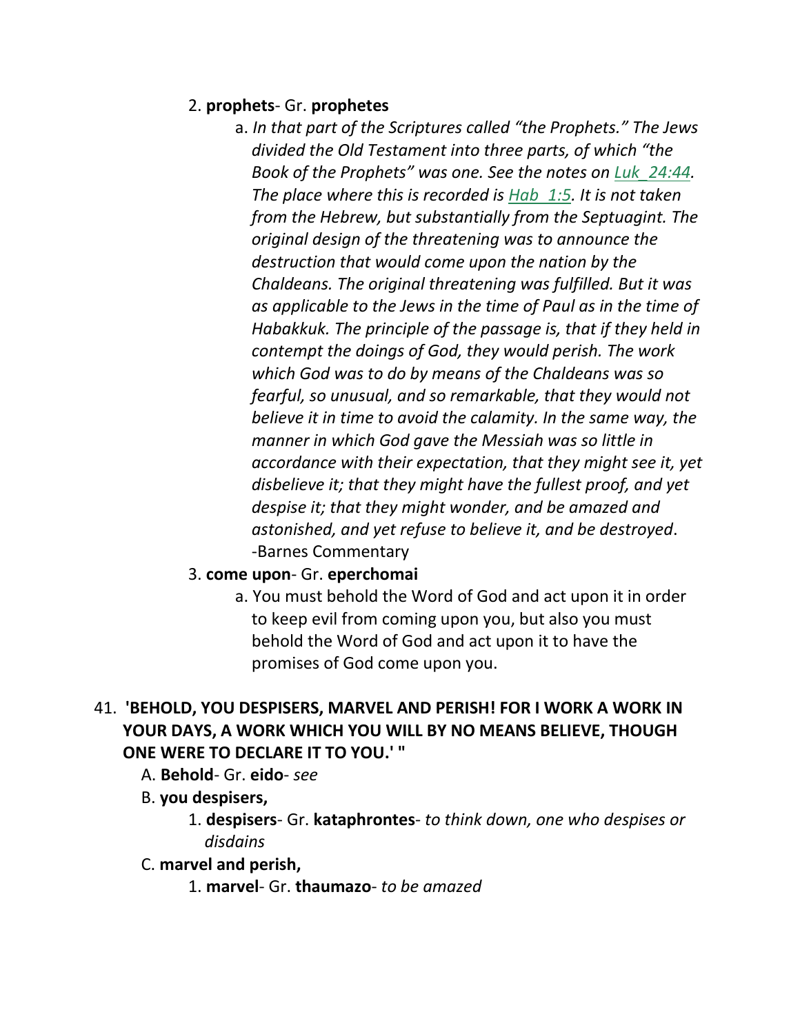2. **prophets**- Gr. **prophetes**

   a. *In that part of the Scriptures called "the Prophets." The Jews divided the Old Testament into three parts, of which "the Book of the Prophets" was one. See the notes on Luk_24:44. The place where this is recorded is Hab_1:5. It is not taken from the Hebrew, but substantially from the Septuagint. The original design of the threatening was to announce the destruction that would come upon the nation by the Chaldeans. The original threatening was fulfilled. But it was as applicable to the Jews in the time of Paul as in the time of Habakkuk. The principle of the passage is, that if they held in contempt the doings of God, they would perish. The work which God was to do by means of the Chaldeans was so fearful, so unusual, and so remarkable, that they would not believe it in time to avoid the calamity. In the same way, the manner in which God gave the Messiah was so little in accordance with their expectation, that they might see it, yet disbelieve it; that they might have the fullest proof, and yet despise it; that they might wonder, and be amazed and astonished, and yet refuse to believe it, and be destroyed*. -Barnes Commentary

3. **come upon**- Gr. **eperchomai**

   a. You must behold the Word of God and act upon it in order to keep evil from coming upon you, but also you must behold the Word of God and act upon it to have the promises of God come upon you.

41. **'BEHOLD, YOU DESPISERS, MARVEL AND PERISH! FOR I WORK A WORK IN YOUR DAYS, A WORK WHICH YOU WILL BY NO MEANS BELIEVE, THOUGH ONE WERE TO DECLARE IT TO YOU.' "**

   A. **Behold**- Gr. **eido**- *see*

   B. **you despisers,**

      1. **despisers**- Gr. **kataphrontes**- *to think down, one who despises or disdains*

   C. **marvel and perish,**

      1. **marvel**- Gr. **thaumazo**- *to be amazed*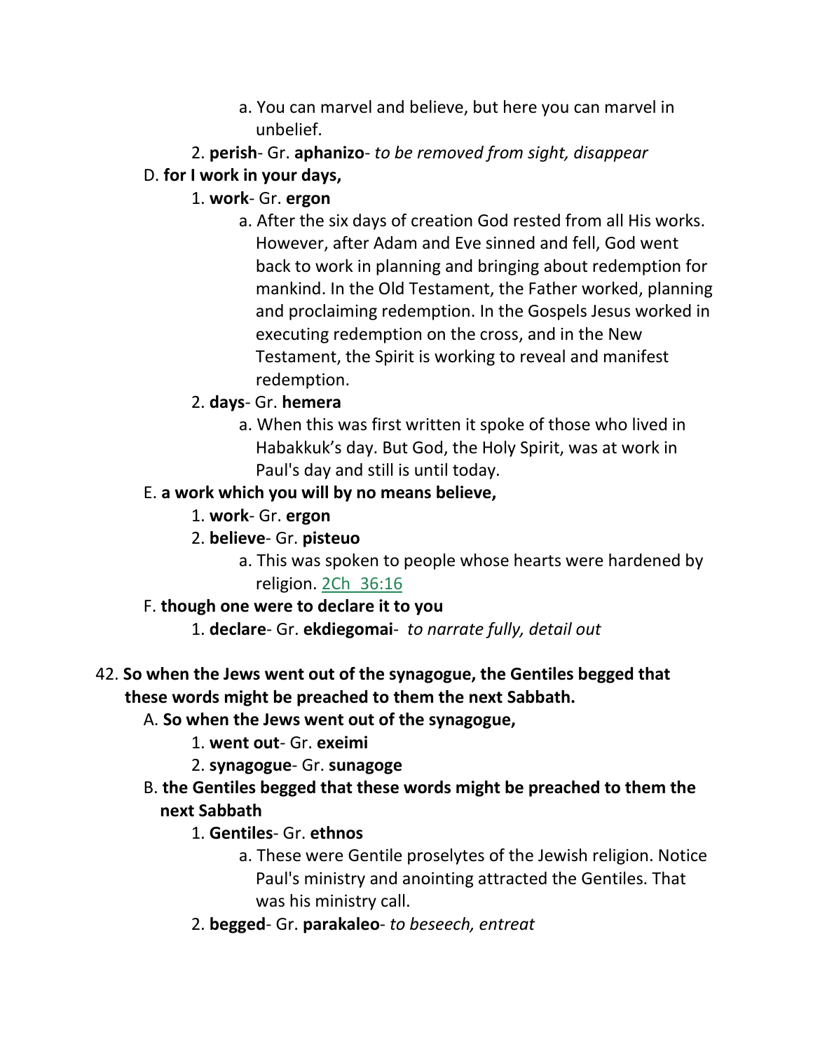a. You can marvel and believe, but here you can marvel in unbelief.

    2. **perish**- Gr. **aphanizo**- *to be removed from sight, disappear*

D. **for I work in your days,**

    1. **work**- Gr. **ergon**

        a. After the six days of creation God rested from all His works. However, after Adam and Eve sinned and fell, God went back to work in planning and bringing about redemption for mankind. In the Old Testament, the Father worked, planning and proclaiming redemption. In the Gospels Jesus worked in executing redemption on the cross, and in the New Testament, the Spirit is working to reveal and manifest redemption.

    2. **days**- Gr. **hemera**

        a. When this was first written it spoke of those who lived in Habakkuk's day. But God, the Holy Spirit, was at work in Paul's day and still is until today.

E. **a work which you will by no means believe,**

    1. **work**- Gr. **ergon**

    2. **believe**- Gr. **pisteuo**

        a. This was spoken to people whose hearts were hardened by religion. 2Ch 36:16

F. **though one were to declare it to you**

    1. **declare**- Gr. **ekdiegomai**- *to narrate fully, detail out*

42. **So when the Jews went out of the synagogue, the Gentiles begged that these words might be preached to them the next Sabbath.**

A. **So when the Jews went out of the synagogue,**

    1. **went out**- Gr. **exeimi**

    2. **synagogue**- Gr. **sunagoge**

B. **the Gentiles begged that these words might be preached to them the next Sabbath**

    1. **Gentiles**- Gr. **ethnos**

        a. These were Gentile proselytes of the Jewish religion. Notice Paul's ministry and anointing attracted the Gentiles. That was his ministry call.

    2. **begged**- Gr. **parakaleo**- *to beseech, entreat*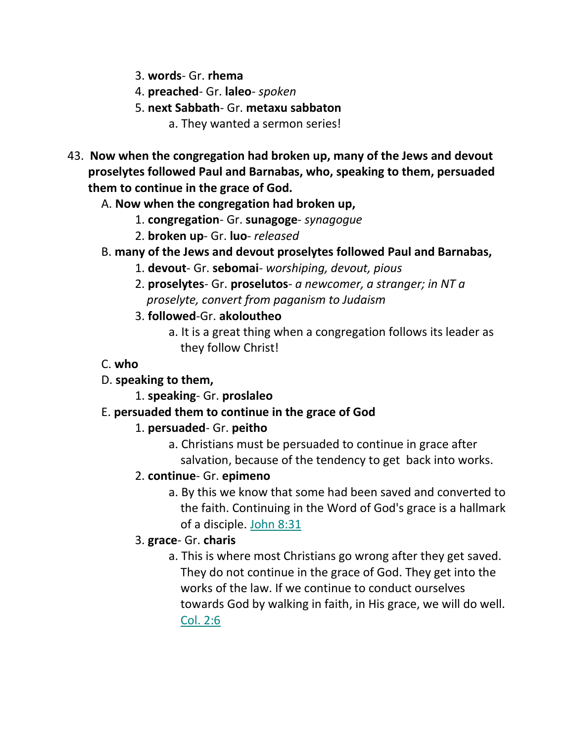3. **words**- Gr. **rhema**
4. **preached**- Gr. **laleo**- *spoken*
5. **next Sabbath**- Gr. **metaxu sabbaton**
    a. They wanted a sermon series!

43. **Now when the congregation had broken up, many of the Jews and devout proselytes followed Paul and Barnabas, who, speaking to them, persuaded them to continue in the grace of God.**

A. **Now when the congregation had broken up,**
1. **congregation**- Gr. **sunagoge**- *synagogue*
2. **broken up**- Gr. **luo**- *released*

B. **many of the Jews and devout proselytes followed Paul and Barnabas,**
1. **devout**- Gr. **sebomai**- *worshiping, devout, pious*
2. **proselytes**- Gr. **proselutos**- *a newcomer, a stranger; in NT a proselyte, convert from paganism to Judaism*
3. **followed**-Gr. **akoloutheo**
    a. It is a great thing when a congregation follows its leader as they follow Christ!

C. **who**

D. **speaking to them,**
1. **speaking**- Gr. **proslaleo**

E. **persuaded them to continue in the grace of God**
1. **persuaded**- Gr. **peitho**
    a. Christians must be persuaded to continue in grace after salvation, because of the tendency to get back into works.
2. **continue**- Gr. **epimeno**
    a. By this we know that some had been saved and converted to the faith. Continuing in the Word of God's grace is a hallmark of a disciple. John 8:31
3. **grace**- Gr. **charis**
    a. This is where most Christians go wrong after they get saved. They do not continue in the grace of God. They get into the works of the law. If we continue to conduct ourselves towards God by walking in faith, in His grace, we will do well. Col. 2:6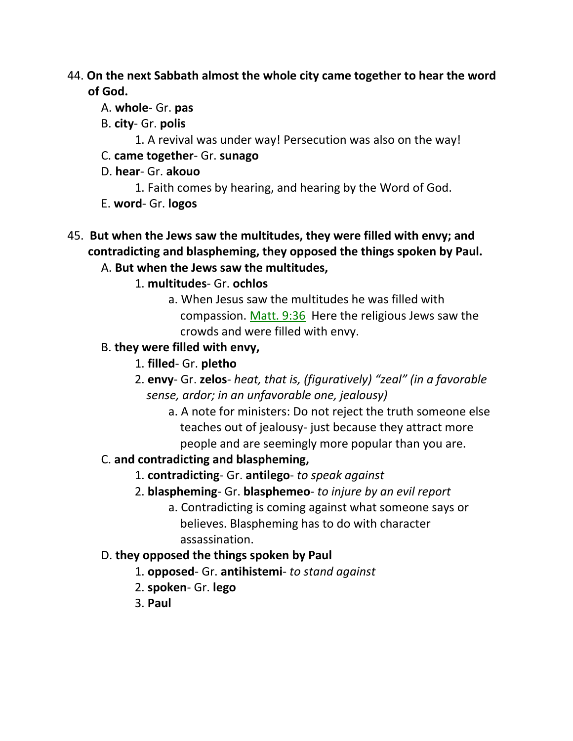44. **On the next Sabbath almost the whole city came together to hear the word of God.**

   A. **whole**- Gr. **pas**

   B. **city**- Gr. **polis**

      1. A revival was under way! Persecution was also on the way!

   C. **came together**- Gr. **sunago**

   D. **hear**- Gr. **akouo**

      1. Faith comes by hearing, and hearing by the Word of God.

   E. **word**- Gr. **logos**

45. **But when the Jews saw the multitudes, they were filled with envy; and contradicting and blaspheming, they opposed the things spoken by Paul.**

   A. **But when the Jews saw the multitudes,**

      1. **multitudes**- Gr. **ochlos**

         a. When Jesus saw the multitudes he was filled with compassion. Matt. 9:36 Here the religious Jews saw the crowds and were filled with envy.

   B. **they were filled with envy,**

      1. **filled**- Gr. **pletho**

      2. **envy**- Gr. **zelos**- *heat, that is, (figuratively) "zeal" (in a favorable sense, ardor; in an unfavorable one, jealousy)*

         a. A note for ministers: Do not reject the truth someone else teaches out of jealousy- just because they attract more people and are seemingly more popular than you are.

   C. **and contradicting and blaspheming,**

      1. **contradicting**- Gr. **antilego**- *to speak against*

      2. **blaspheming**- Gr. **blasphemeo**- *to injure by an evil report*

         a. Contradicting is coming against what someone says or believes. Blaspheming has to do with character assassination.

   D. **they opposed the things spoken by Paul**

      1. **opposed**- Gr. **antihistemi**- *to stand against*

      2. **spoken**- Gr. **lego**

      3. **Paul**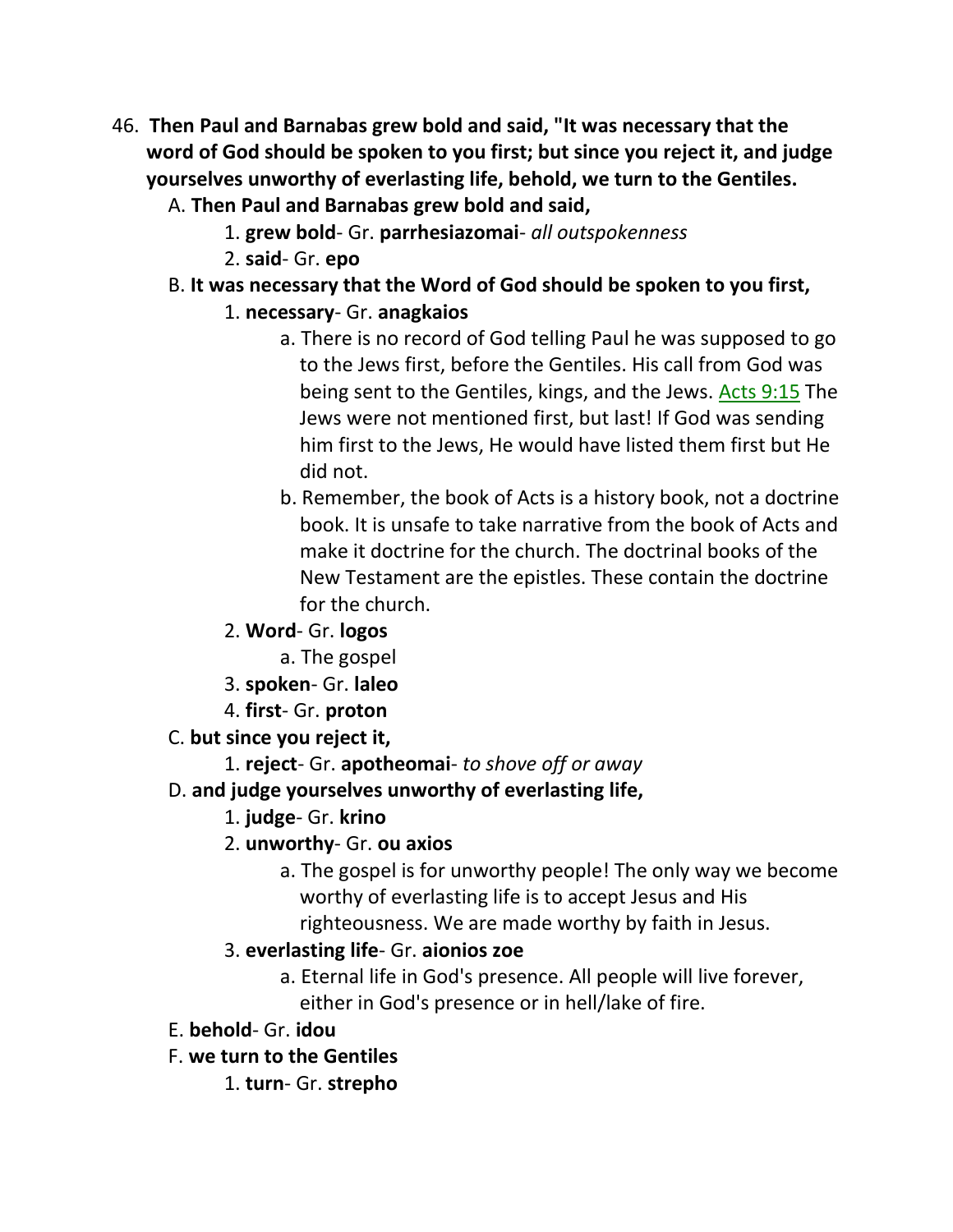46. **Then Paul and Barnabas grew bold and said, "It was necessary that the word of God should be spoken to you first; but since you reject it, and judge yourselves unworthy of everlasting life, behold, we turn to the Gentiles.**

   A. **Then Paul and Barnabas grew bold and said,**

      1. **grew bold**- Gr. **parrhesiazomai**- *all outspokenness*
      2. **said**- Gr. **epo**

   B. **It was necessary that the Word of God should be spoken to you first,**

      1. **necessary**- Gr. **anagkaios**

         a. There is no record of God telling Paul he was supposed to go to the Jews first, before the Gentiles. His call from God was being sent to the Gentiles, kings, and the Jews. Acts 9:15 The Jews were not mentioned first, but last! If God was sending him first to the Jews, He would have listed them first but He did not.

         b. Remember, the book of Acts is a history book, not a doctrine book. It is unsafe to take narrative from the book of Acts and make it doctrine for the church. The doctrinal books of the New Testament are the epistles. These contain the doctrine for the church.

      2. **Word**- Gr. **logos**

         a. The gospel

      3. **spoken**- Gr. **laleo**
      4. **first**- Gr. **proton**

   C. **but since you reject it,**

      1. **reject**- Gr. **apotheomai**- *to shove off or away*

   D. **and judge yourselves unworthy of everlasting life,**

      1. **judge**- Gr. **krino**
      2. **unworthy**- Gr. **ou axios**

         a. The gospel is for unworthy people! The only way we become worthy of everlasting life is to accept Jesus and His righteousness. We are made worthy by faith in Jesus.

      3. **everlasting life**- Gr. **aionios zoe**

         a. Eternal life in God's presence. All people will live forever, either in God's presence or in hell/lake of fire.

   E. **behold**- Gr. **idou**

   F. **we turn to the Gentiles**

      1. **turn**- Gr. **strepho**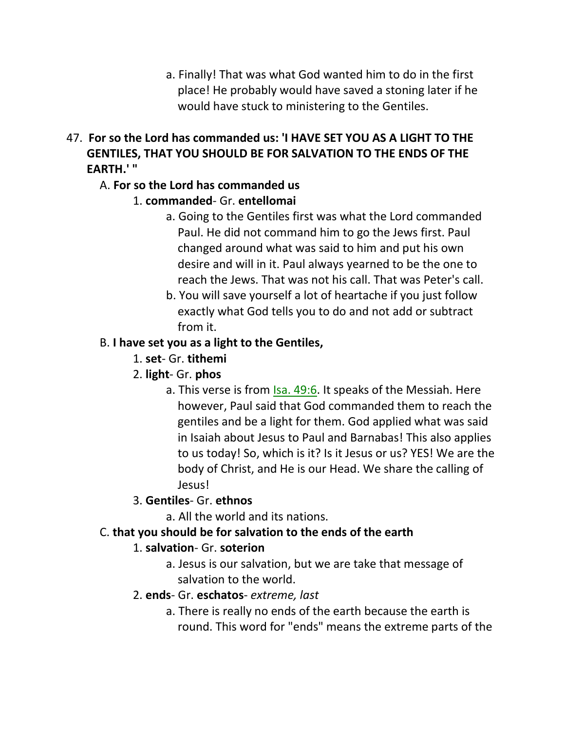a. Finally! That was what God wanted him to do in the first place! He probably would have saved a stoning later if he would have stuck to ministering to the Gentiles.

47. **For so the Lord has commanded us: 'I HAVE SET YOU AS A LIGHT TO THE GENTILES, THAT YOU SHOULD BE FOR SALVATION TO THE ENDS OF THE EARTH.' "**

   A. **For so the Lord has commanded us**

      1. **commanded**- Gr. **entellomai**

         a. Going to the Gentiles first was what the Lord commanded Paul. He did not command him to go the Jews first. Paul changed around what was said to him and put his own desire and will in it. Paul always yearned to be the one to reach the Jews. That was not his call. That was Peter's call.

         b. You will save yourself a lot of heartache if you just follow exactly what God tells you to do and not add or subtract from it.

   B. **I have set you as a light to the Gentiles,**

      1. **set**- Gr. **tithemi**

      2. **light**- Gr. **phos**

         a. This verse is from Isa. 49:6. It speaks of the Messiah. Here however, Paul said that God commanded them to reach the gentiles and be a light for them. God applied what was said in Isaiah about Jesus to Paul and Barnabas! This also applies to us today! So, which is it? Is it Jesus or us? YES! We are the body of Christ, and He is our Head. We share the calling of Jesus!

      3. **Gentiles**- Gr. **ethnos**

         a. All the world and its nations.

   C. **that you should be for salvation to the ends of the earth**

      1. **salvation**- Gr. **soterion**

         a. Jesus is our salvation, but we are take that message of salvation to the world.

      2. **ends**- Gr. **eschatos**- *extreme, last*

         a. There is really no ends of the earth because the earth is round. This word for "ends" means the extreme parts of the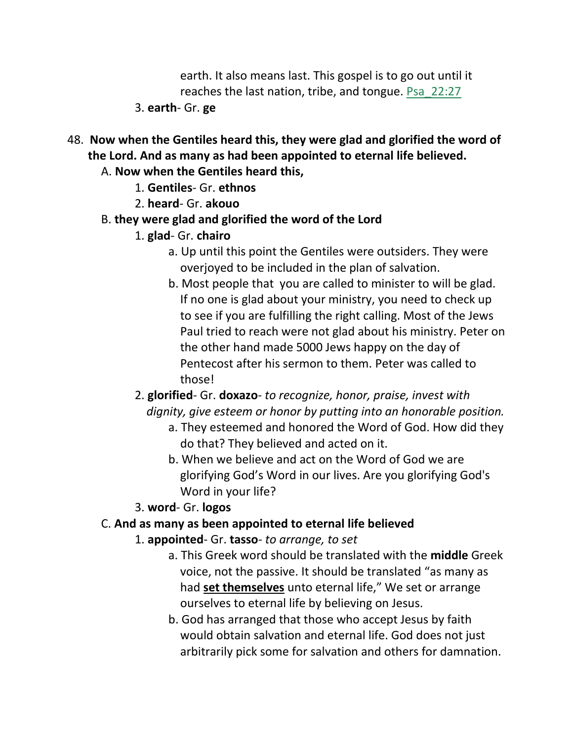earth. It also means last. This gospel is to go out until it reaches the last nation, tribe, and tongue. Psa_22:27

3. **earth**- Gr. **ge**

48. **Now when the Gentiles heard this, they were glad and glorified the word of the Lord. And as many as had been appointed to eternal life believed.**

A. **Now when the Gentiles heard this,**

1. **Gentiles**- Gr. **ethnos**
2. **heard**- Gr. **akouo**

B. **they were glad and glorified the word of the Lord**

1. **glad**- Gr. **chairo**

a. Up until this point the Gentiles were outsiders. They were overjoyed to be included in the plan of salvation.

b. Most people that you are called to minister to will be glad. If no one is glad about your ministry, you need to check up to see if you are fulfilling the right calling. Most of the Jews Paul tried to reach were not glad about his ministry. Peter on the other hand made 5000 Jews happy on the day of Pentecost after his sermon to them. Peter was called to those!

2. **glorified**- Gr. **doxazo**- *to recognize, honor, praise, invest with dignity, give esteem or honor by putting into an honorable position.*

a. They esteemed and honored the Word of God. How did they do that? They believed and acted on it.

b. When we believe and act on the Word of God we are glorifying God's Word in our lives. Are you glorifying God's Word in your life?

3. **word**- Gr. **logos**

C. **And as many as been appointed to eternal life believed**

1. **appointed**- Gr. **tasso**- *to arrange, to set*

a. This Greek word should be translated with the **middle** Greek voice, not the passive. It should be translated "as many as had **<u>set themselves</u>** unto eternal life," We set or arrange ourselves to eternal life by believing on Jesus.

b. God has arranged that those who accept Jesus by faith would obtain salvation and eternal life. God does not just arbitrarily pick some for salvation and others for damnation.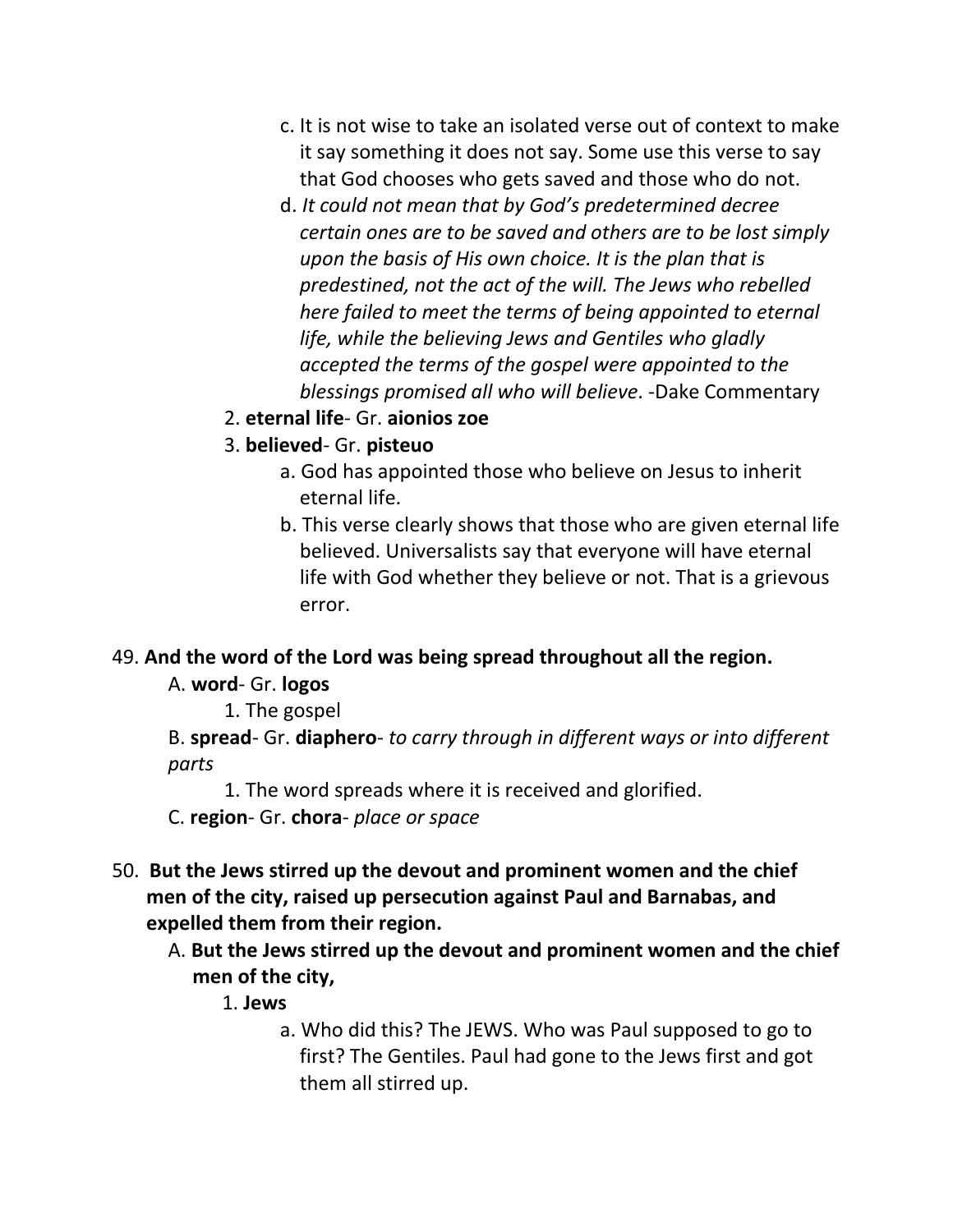c. It is not wise to take an isolated verse out of context to make it say something it does not say. Some use this verse to say that God chooses who gets saved and those who do not.

d. *It could not mean that by God's predetermined decree certain ones are to be saved and others are to be lost simply upon the basis of His own choice. It is the plan that is predestined, not the act of the will. The Jews who rebelled here failed to meet the terms of being appointed to eternal life, while the believing Jews and Gentiles who gladly accepted the terms of the gospel were appointed to the blessings promised all who will believe*. -Dake Commentary

2. **eternal life**- Gr. **aionios zoe**

3. **believed**- Gr. **pisteuo**

   a. God has appointed those who believe on Jesus to inherit eternal life.

   b. This verse clearly shows that those who are given eternal life believed. Universalists say that everyone will have eternal life with God whether they believe or not. That is a grievous error.

49. **And the word of the Lord was being spread throughout all the region.**

A. **word**- Gr. **logos**

   1. The gospel

B. **spread**- Gr. **diaphero**- *to carry through in different ways or into different parts*

   1. The word spreads where it is received and glorified.

C. **region**- Gr. **chora**- *place or space*

50. **But the Jews stirred up the devout and prominent women and the chief men of the city, raised up persecution against Paul and Barnabas, and expelled them from their region.**

A. **But the Jews stirred up the devout and prominent women and the chief men of the city,**

   1. **Jews**

      a. Who did this? The JEWS. Who was Paul supposed to go to first? The Gentiles. Paul had gone to the Jews first and got them all stirred up.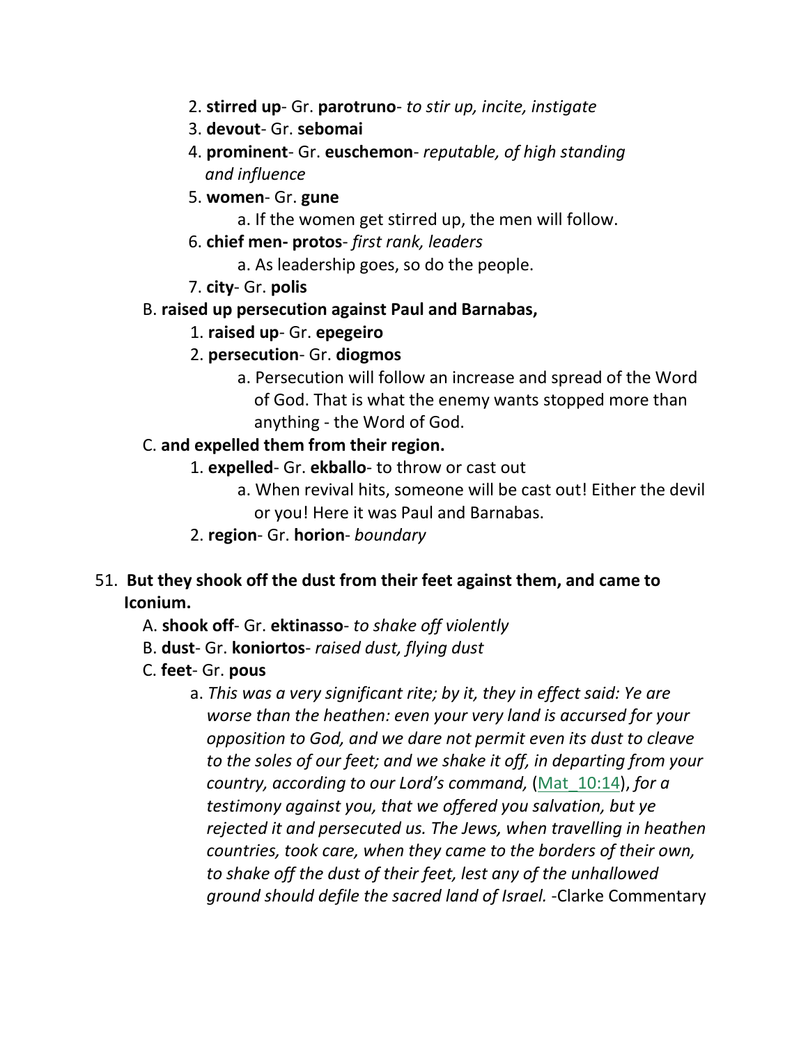2. **stirred up**- Gr. **parotruno**- *to stir up, incite, instigate*
3. **devout**- Gr. **sebomai**
4. **prominent**- Gr. **euschemon**- *reputable, of high standing and influence*
5. **women**- Gr. **gune**
    a. If the women get stirred up, the men will follow.
6. **chief men- protos**- *first rank, leaders*
    a. As leadership goes, so do the people.
7. **city**- Gr. **polis**

B. **raised up persecution against Paul and Barnabas,**

1. **raised up**- Gr. **epegeiro**
2. **persecution**- Gr. **diogmos**
    a. Persecution will follow an increase and spread of the Word of God. That is what the enemy wants stopped more than anything - the Word of God.

C. **and expelled them from their region.**

1. **expelled**- Gr. **ekballo**- to throw or cast out
    a. When revival hits, someone will be cast out! Either the devil or you! Here it was Paul and Barnabas.
2. **region**- Gr. **horion**- *boundary*

51. **But they shook off the dust from their feet against them, and came to Iconium.**

A. **shook off**- Gr. **ektinasso**- *to shake off violently*

B. **dust**- Gr. **koniortos**- *raised dust, flying dust*

C. **feet**- Gr. **pous**

a. *This was a very significant rite; by it, they in effect said: Ye are worse than the heathen: even your very land is accursed for your opposition to God, and we dare not permit even its dust to cleave to the soles of our feet; and we shake it off, in departing from your country, according to our Lord's command,* (Mat_10:14), *for a testimony against you, that we offered you salvation, but ye rejected it and persecuted us. The Jews, when travelling in heathen countries, took care, when they came to the borders of their own, to shake off the dust of their feet, lest any of the unhallowed ground should defile the sacred land of Israel.* -Clarke Commentary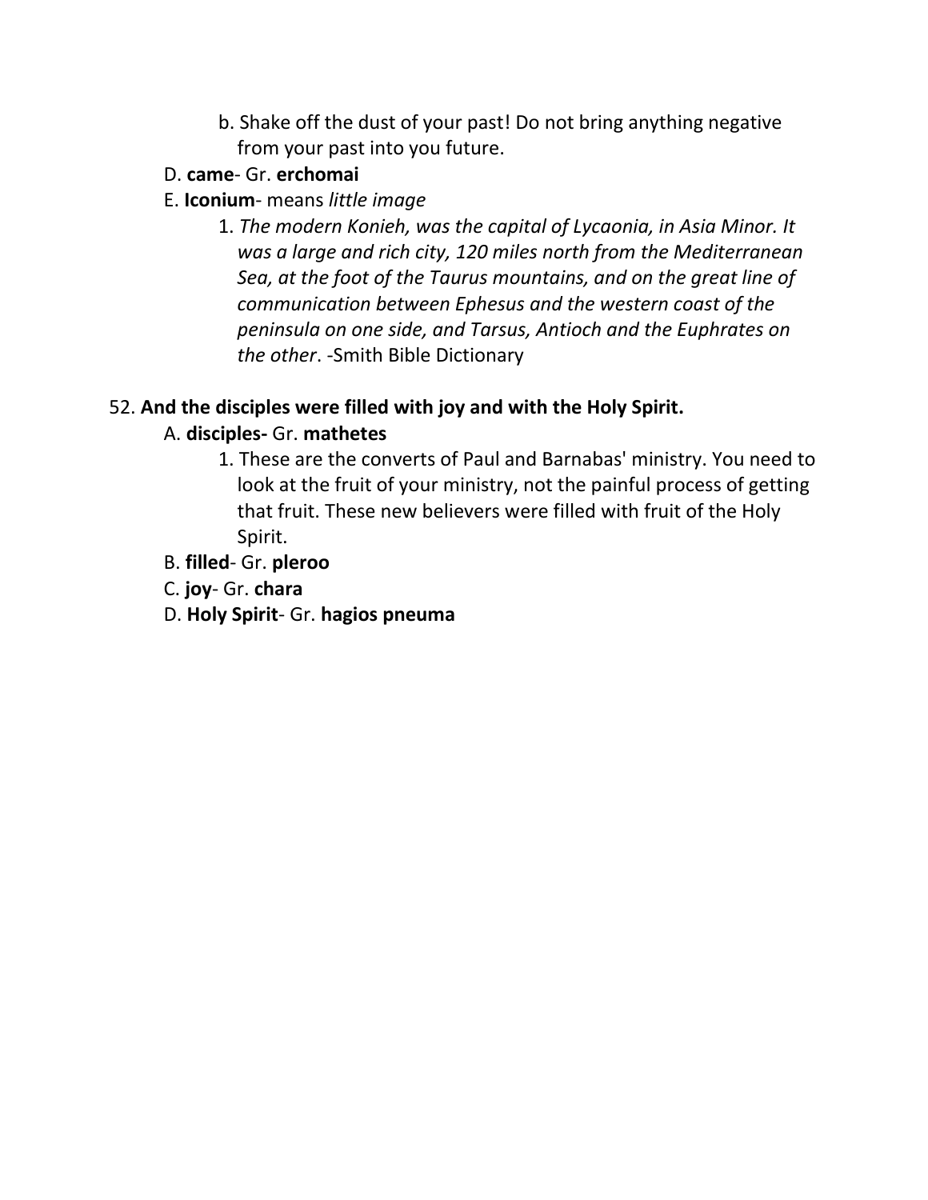b. Shake off the dust of your past! Do not bring anything negative from your past into you future.

D. **came**- Gr. **erchomai**

E. **Iconium**- means *little image*

1. *The modern Konieh, was the capital of Lycaonia, in Asia Minor. It was a large and rich city, 120 miles north from the Mediterranean Sea, at the foot of the Taurus mountains, and on the great line of communication between Ephesus and the western coast of the peninsula on one side, and Tarsus, Antioch and the Euphrates on the other*. -Smith Bible Dictionary

52. **And the disciples were filled with joy and with the Holy Spirit.**

A. **disciples-** Gr. **mathetes**

1. These are the converts of Paul and Barnabas' ministry. You need to look at the fruit of your ministry, not the painful process of getting that fruit. These new believers were filled with fruit of the Holy Spirit.

B. **filled**- Gr. **pleroo**

C. **joy**- Gr. **chara**

D. **Holy Spirit**- Gr. **hagios pneuma**